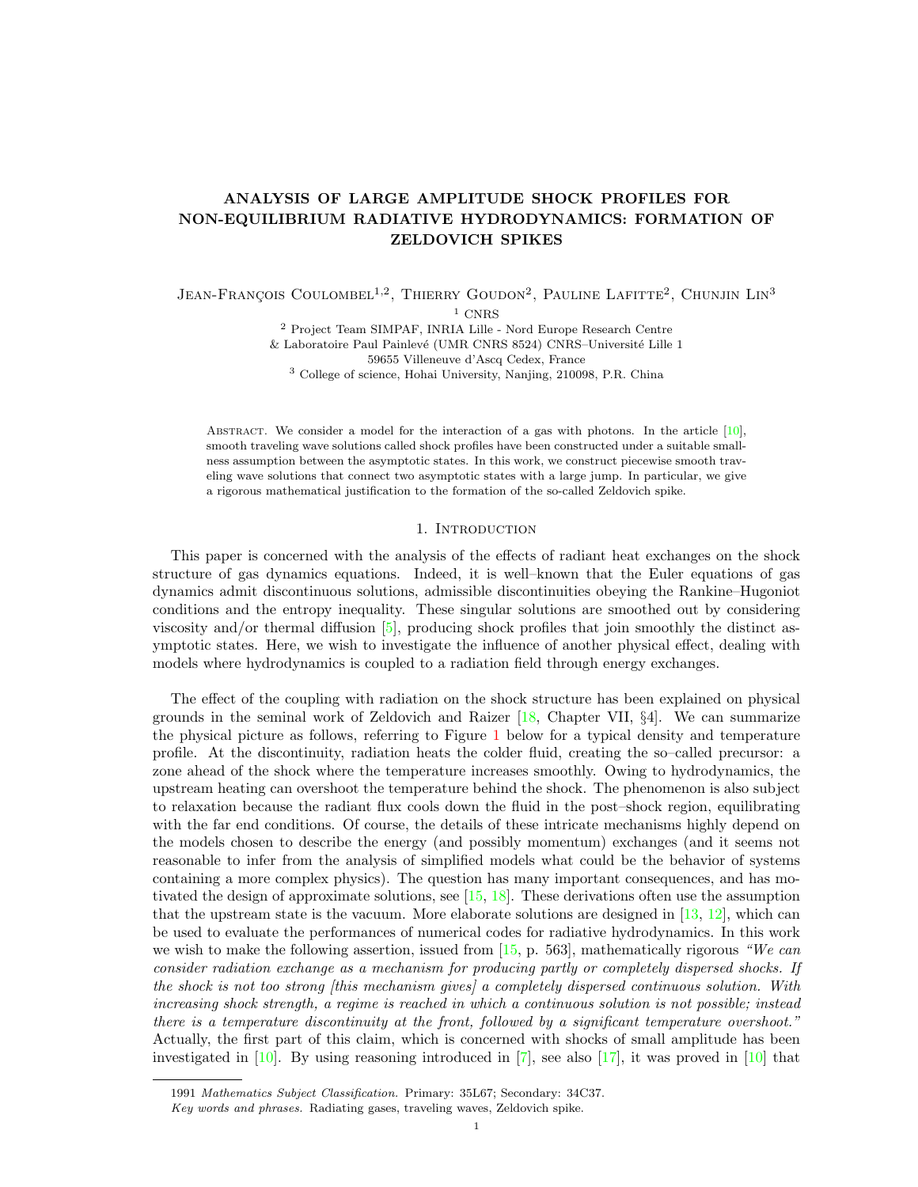# ANALYSIS OF LARGE AMPLITUDE SHOCK PROFILES FOR NON-EQUILIBRIUM RADIATIVE HYDRODYNAMICS: FORMATION OF ZELDOVICH SPIKES

Jean-François Coulombel[1,2], Thierry Goudon[2], Pauline Lafitte[2], Chunjin Lin[3]

[1] CNRS

[2] Project Team SIMPAF, INRIA Lille - Nord Europe Research Centre & Laboratoire Paul Painlevé (UMR CNRS 8524) CNRS–Université Lille 1 59655 Villeneuve d'Ascq Cedex, France

[3] College of science, Hohai University, Nanjing, 210098, P.R. China

Abstract. We consider a model for the interaction of a gas with photons. In the article [10], smooth traveling wave solutions called shock profiles have been constructed under a suitable smallness assumption between the asymptotic states. In this work, we construct piecewise smooth traveling wave solutions that connect two asymptotic states with a large jump. In particular, we give a rigorous mathematical justification to the formation of the so-called Zeldovich spike.

## 1. Introduction

This paper is concerned with the analysis of the effects of radiant heat exchanges on the shock structure of gas dynamics equations. Indeed, it is well–known that the Euler equations of gas dynamics admit discontinuous solutions, admissible discontinuities obeying the Rankine–Hugoniot conditions and the entropy inequality. These singular solutions are smoothed out by considering viscosity and/or thermal diffusion [5], producing shock profiles that join smoothly the distinct asymptotic states. Here, we wish to investigate the influence of another physical effect, dealing with models where hydrodynamics is coupled to a radiation field through energy exchanges.

The effect of the coupling with radiation on the shock structure has been explained on physical grounds in the seminal work of Zeldovich and Raizer [18, Chapter VII, §4]. We can summarize the physical picture as follows, referring to Figure 1 below for a typical density and temperature profile. At the discontinuity, radiation heats the colder fluid, creating the so–called precursor: a zone ahead of the shock where the temperature increases smoothly. Owing to hydrodynamics, the upstream heating can overshoot the temperature behind the shock. The phenomenon is also subject to relaxation because the radiant flux cools down the fluid in the post–shock region, equilibrating with the far end conditions. Of course, the details of these intricate mechanisms highly depend on the models chosen to describe the energy (and possibly momentum) exchanges (and it seems not reasonable to infer from the analysis of simplified models what could be the behavior of systems containing a more complex physics). The question has many important consequences, and has motivated the design of approximate solutions, see [15, 18]. These derivations often use the assumption that the upstream state is the vacuum. More elaborate solutions are designed in [13, 12], which can be used to evaluate the performances of numerical codes for radiative hydrodynamics. In this work we wish to make the following assertion, issued from [15, p. 563], mathematically rigorous *"We can consider radiation exchange as a mechanism for producing partly or completely dispersed shocks. If the shock is not too strong [this mechanism gives] a completely dispersed continuous solution. With increasing shock strength, a regime is reached in which a continuous solution is not possible; instead there is a temperature discontinuity at the front, followed by a significant temperature overshoot."* Actually, the first part of this claim, which is concerned with shocks of small amplitude has been investigated in [10]. By using reasoning introduced in [7], see also [17], it was proved in [10] that

---

1991 *Mathematics Subject Classification.* Primary: 35L67; Secondary: 34C37.

*Key words and phrases.* Radiating gases, traveling waves, Zeldovich spike.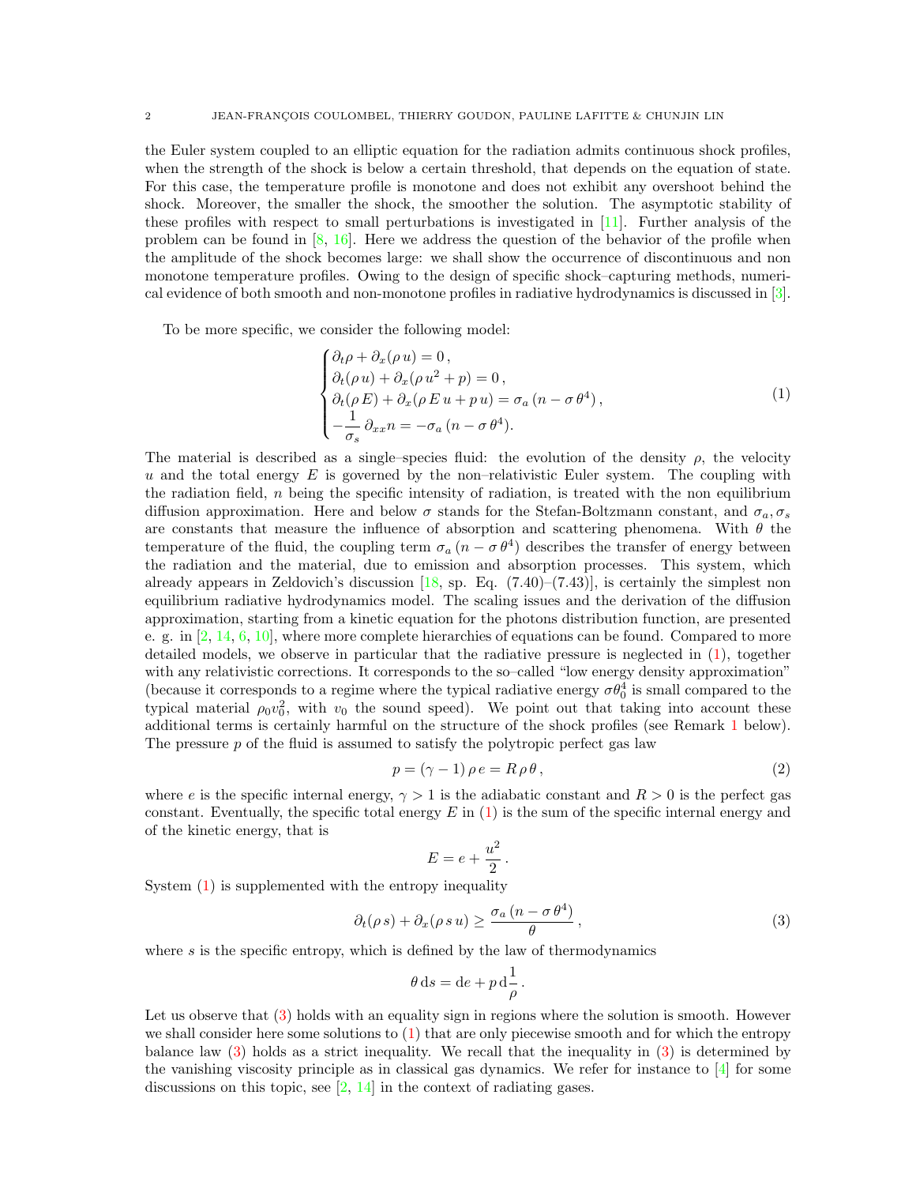the Euler system coupled to an elliptic equation for the radiation admits continuous shock profiles, when the strength of the shock is below a certain threshold, that depends on the equation of state. For this case, the temperature profile is monotone and does not exhibit any overshoot behind the shock. Moreover, the smaller the shock, the smoother the solution. The asymptotic stability of these profiles with respect to small perturbations is investigated in [11]. Further analysis of the problem can be found in [8, 16]. Here we address the question of the behavior of the profile when the amplitude of the shock becomes large: we shall show the occurrence of discontinuous and non monotone temperature profiles. Owing to the design of specific shock–capturing methods, numerical evidence of both smooth and non-monotone profiles in radiative hydrodynamics is discussed in [3].

To be more specific, we consider the following model:

$$
\begin{cases}
\partial_t \rho + \partial_x(\rho\, u) = 0\,,\\
\partial_t(\rho\, u) + \partial_x(\rho\, u^2 + p) = 0\,,\\
\partial_t(\rho\, E) + \partial_x(\rho\, E\, u + p\, u) = \sigma_a\,(n - \sigma\,\theta^4)\,,\\
-\dfrac{1}{\sigma_s}\,\partial_{xx} n = -\sigma_a\,(n - \sigma\,\theta^4).
\end{cases}
\tag{1}
$$

The material is described as a single–species fluid: the evolution of the density $\rho$, the velocity $u$ and the total energy $E$ is governed by the non–relativistic Euler system. The coupling with the radiation field, $n$ being the specific intensity of radiation, is treated with the non equilibrium diffusion approximation. Here and below $\sigma$ stands for the Stefan-Boltzmann constant, and $\sigma_a, \sigma_s$ are constants that measure the influence of absorption and scattering phenomena. With $\theta$ the temperature of the fluid, the coupling term $\sigma_a\,(n - \sigma\,\theta^4)$ describes the transfer of energy between the radiation and the material, due to emission and absorption processes. This system, which already appears in Zeldovich's discussion [18, sp. Eq. (7.40)–(7.43)], is certainly the simplest non equilibrium radiative hydrodynamics model. The scaling issues and the derivation of the diffusion approximation, starting from a kinetic equation for the photons distribution function, are presented e. g. in [2, 14, 6, 10], where more complete hierarchies of equations can be found. Compared to more detailed models, we observe in particular that the radiative pressure is neglected in (1), together with any relativistic corrections. It corresponds to the so–called "low energy density approximation" (because it corresponds to a regime where the typical radiative energy $\sigma\theta_0^4$ is small compared to the typical material $\rho_0 v_0^2$, with $v_0$ the sound speed). We point out that taking into account these additional terms is certainly harmful on the structure of the shock profiles (see Remark 1 below). The pressure $p$ of the fluid is assumed to satisfy the polytropic perfect gas law

$$
p = (\gamma - 1)\,\rho\, e = R\,\rho\,\theta\,,
\tag{2}
$$

where $e$ is the specific internal energy, $\gamma > 1$ is the adiabatic constant and $R > 0$ is the perfect gas constant. Eventually, the specific total energy $E$ in (1) is the sum of the specific internal energy and of the kinetic energy, that is

$$
E = e + \frac{u^2}{2}\,.
$$

System (1) is supplemented with the entropy inequality

$$
\partial_t(\rho\, s) + \partial_x(\rho\, s\, u) \geq \frac{\sigma_a\,(n - \sigma\,\theta^4)}{\theta}\,,
\tag{3}
$$

where $s$ is the specific entropy, which is defined by the law of thermodynamics

$$
\theta\,\mathrm{d}s = \mathrm{d}e + p\,\mathrm{d}\frac{1}{\rho}\,.
$$

Let us observe that (3) holds with an equality sign in regions where the solution is smooth. However we shall consider here some solutions to (1) that are only piecewise smooth and for which the entropy balance law (3) holds as a strict inequality. We recall that the inequality in (3) is determined by the vanishing viscosity principle as in classical gas dynamics. We refer for instance to [4] for some discussions on this topic, see [2, 14] in the context of radiating gases.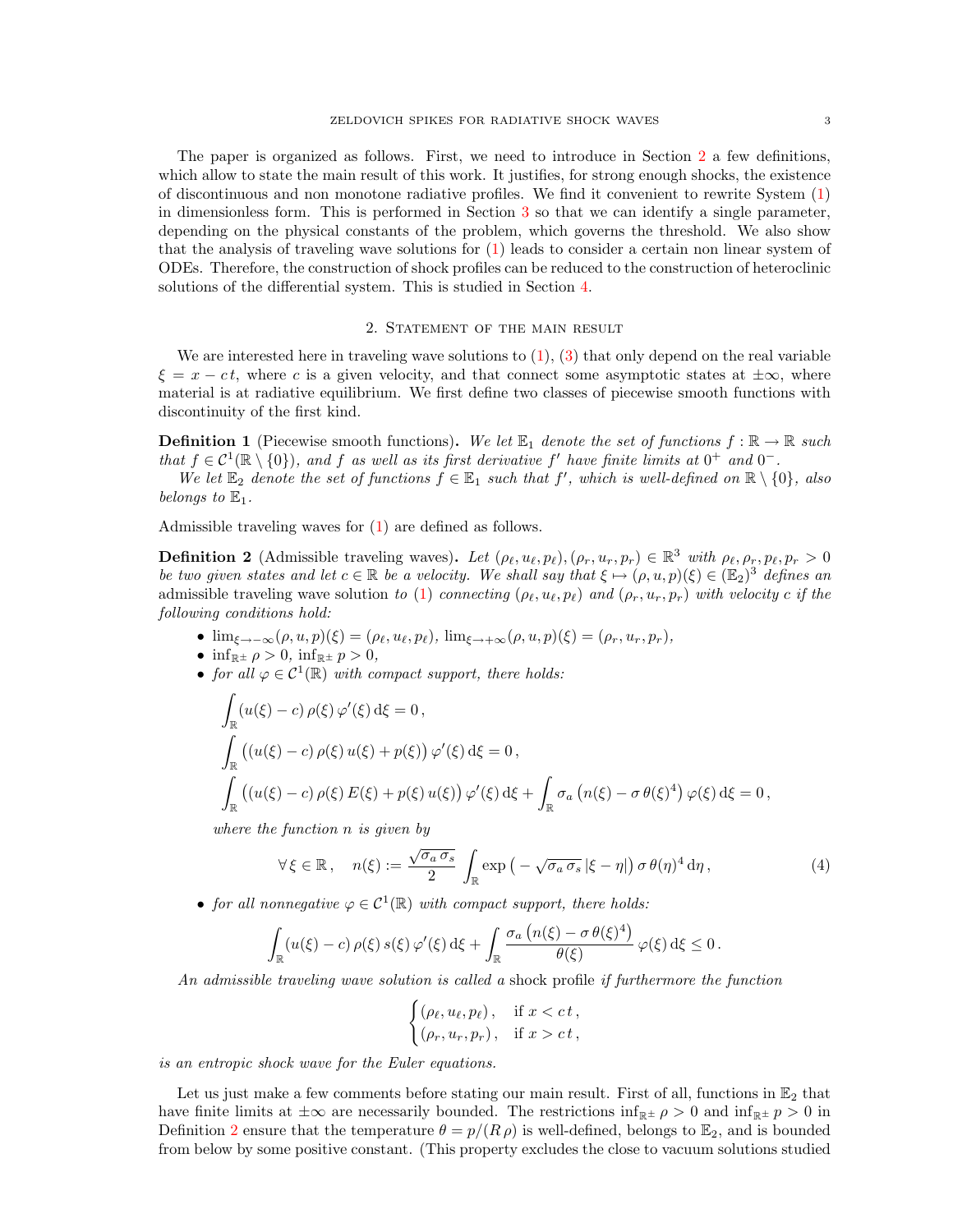The paper is organized as follows. First, we need to introduce in Section 2 a few definitions, which allow to state the main result of this work. It justifies, for strong enough shocks, the existence of discontinuous and non monotone radiative profiles. We find it convenient to rewrite System (1) in dimensionless form. This is performed in Section 3 so that we can identify a single parameter, depending on the physical constants of the problem, which governs the threshold. We also show that the analysis of traveling wave solutions for (1) leads to consider a certain non linear system of ODEs. Therefore, the construction of shock profiles can be reduced to the construction of heteroclinic solutions of the differential system. This is studied in Section 4.

## 2. Statement of the main result

We are interested here in traveling wave solutions to (1), (3) that only depend on the real variable $\xi = x - c\,t$, where $c$ is a given velocity, and that connect some asymptotic states at $\pm\infty$, where material is at radiative equilibrium. We first define two classes of piecewise smooth functions with discontinuity of the first kind.

**Definition 1** (Piecewise smooth functions)**.** *We let $\mathbb{E}_1$ denote the set of functions $f : \mathbb{R} \to \mathbb{R}$ such that $f \in \mathcal{C}^1(\mathbb{R} \setminus \{0\})$, and $f$ as well as its first derivative $f'$ have finite limits at $0^+$ and $0^-$.*

*We let $\mathbb{E}_2$ denote the set of functions $f \in \mathbb{E}_1$ such that $f'$, which is well-defined on $\mathbb{R} \setminus \{0\}$, also belongs to $\mathbb{E}_1$.*

Admissible traveling waves for (1) are defined as follows.

**Definition 2** (Admissible traveling waves)**.** *Let $(\rho_\ell, u_\ell, p_\ell), (\rho_r, u_r, p_r) \in \mathbb{R}^3$ with $\rho_\ell, \rho_r, p_\ell, p_r > 0$ be two given states and let $c \in \mathbb{R}$ be a velocity. We shall say that $\xi \mapsto (\rho, u, p)(\xi) \in (\mathbb{E}_2)^3$ defines an* admissible traveling wave solution *to (1) connecting $(\rho_\ell, u_\ell, p_\ell)$ and $(\rho_r, u_r, p_r)$ with velocity $c$ if the following conditions hold:*

- $\lim_{\xi \to -\infty} (\rho, u, p)(\xi) = (\rho_\ell, u_\ell, p_\ell)$, $\lim_{\xi \to +\infty} (\rho, u, p)(\xi) = (\rho_r, u_r, p_r)$,
- $\inf_{\mathbb{R}^\pm} \rho > 0$, $\inf_{\mathbb{R}^\pm} p > 0$,
- *for all $\varphi \in \mathcal{C}^1(\mathbb{R})$ with compact support, there holds:*

$$
\begin{aligned}
&\int_{\mathbb{R}} (u(\xi) - c)\,\rho(\xi)\,\varphi'(\xi)\,\mathrm{d}\xi = 0\,,\\
&\int_{\mathbb{R}} \big((u(\xi) - c)\,\rho(\xi)\,u(\xi) + p(\xi)\big)\,\varphi'(\xi)\,\mathrm{d}\xi = 0\,,\\
&\int_{\mathbb{R}} \big((u(\xi) - c)\,\rho(\xi)\,E(\xi) + p(\xi)\,u(\xi)\big)\,\varphi'(\xi)\,\mathrm{d}\xi + \int_{\mathbb{R}} \sigma_a \left(n(\xi) - \sigma\,\theta(\xi)^4\right) \varphi(\xi)\,\mathrm{d}\xi = 0\,,
\end{aligned}
$$

*where the function $n$ is given by*

$$
\forall\, \xi \in \mathbb{R}\,, \quad n(\xi) := \frac{\sqrt{\sigma_a\,\sigma_s}}{2} \int_{\mathbb{R}} \exp\big(-\sqrt{\sigma_a\,\sigma_s}\,|\xi - \eta|\big)\,\sigma\,\theta(\eta)^4\,\mathrm{d}\eta\,, \tag{4}
$$

- *for all nonnegative $\varphi \in \mathcal{C}^1(\mathbb{R})$ with compact support, there holds:*

$$
\int_{\mathbb{R}} (u(\xi) - c)\,\rho(\xi)\,s(\xi)\,\varphi'(\xi)\,\mathrm{d}\xi + \int_{\mathbb{R}} \frac{\sigma_a \left(n(\xi) - \sigma\,\theta(\xi)^4\right)}{\theta(\xi)}\,\varphi(\xi)\,\mathrm{d}\xi \le 0\,.
$$

*An admissible traveling wave solution is called a* shock profile *if furthermore the function*

$$
\begin{cases}
(\rho_\ell, u_\ell, p_\ell)\,, & \text{if } x < c\,t\,,\\
(\rho_r, u_r, p_r)\,, & \text{if } x > c\,t\,,
\end{cases}
$$

*is an entropic shock wave for the Euler equations.*

Let us just make a few comments before stating our main result. First of all, functions in $\mathbb{E}_2$ that have finite limits at $\pm\infty$ are necessarily bounded. The restrictions $\inf_{\mathbb{R}^\pm} \rho > 0$ and $\inf_{\mathbb{R}^\pm} p > 0$ in Definition 2 ensure that the temperature $\theta = p/(R\,\rho)$ is well-defined, belongs to $\mathbb{E}_2$, and is bounded from below by some positive constant. (This property excludes the close to vacuum solutions studied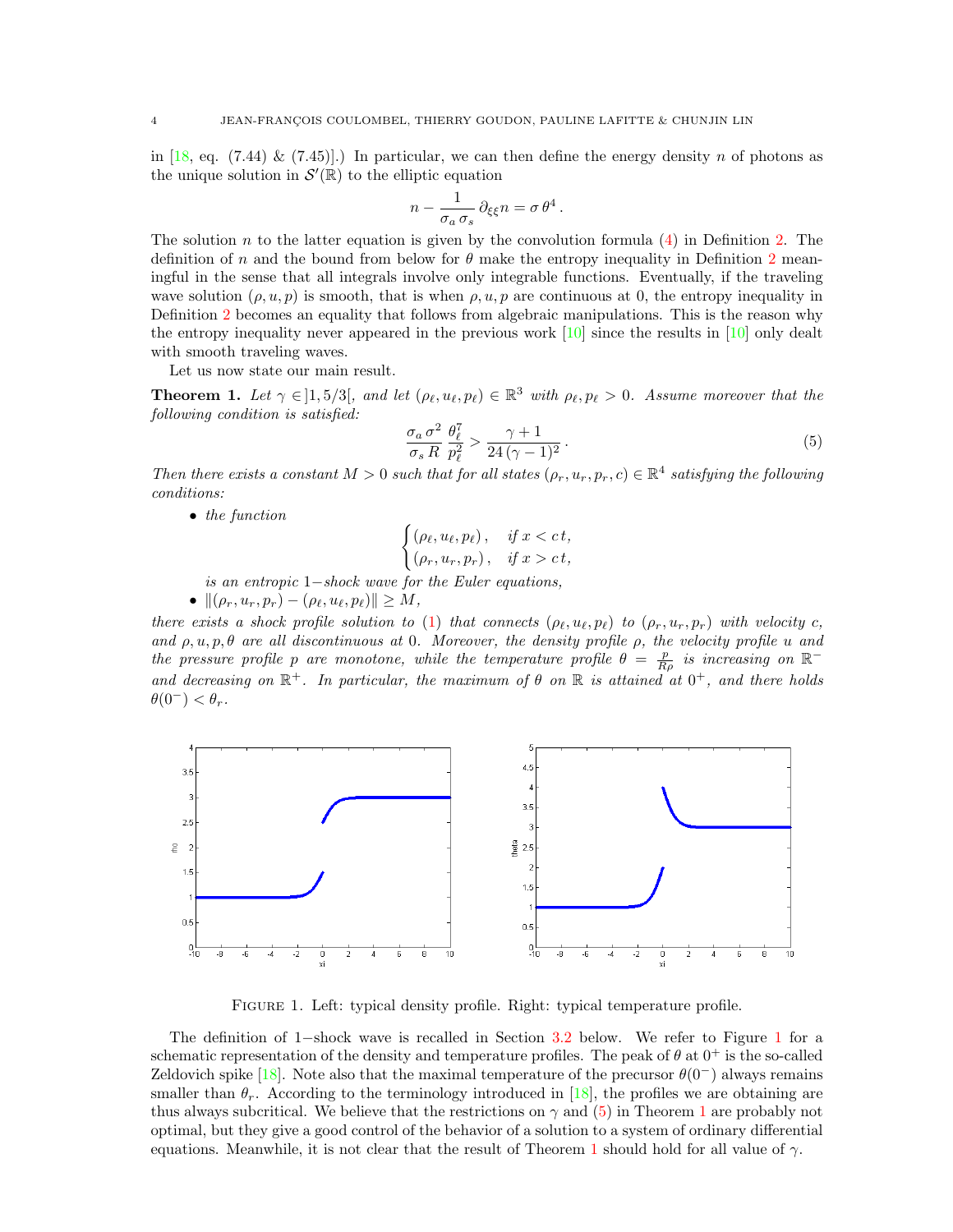in [18, eq. (7.44) & (7.45)].) In particular, we can then define the energy density $n$ of photons as the unique solution in $\mathcal{S}'(\mathbb{R})$ to the elliptic equation

$$n - \frac{1}{\sigma_a \, \sigma_s} \, \partial_{\xi\xi} n = \sigma \, \theta^4 \, .$$

The solution $n$ to the latter equation is given by the convolution formula (4) in Definition 2. The definition of $n$ and the bound from below for $\theta$ make the entropy inequality in Definition 2 meaningful in the sense that all integrals involve only integrable functions. Eventually, if the traveling wave solution $(\rho, u, p)$ is smooth, that is when $\rho, u, p$ are continuous at 0, the entropy inequality in Definition 2 becomes an equality that follows from algebraic manipulations. This is the reason why the entropy inequality never appeared in the previous work [10] since the results in [10] only dealt with smooth traveling waves.

Let us now state our main result.

**Theorem 1.** *Let $\gamma \in ]1, 5/3[$, and let $(\rho_\ell, u_\ell, p_\ell) \in \mathbb{R}^3$ with $\rho_\ell, p_\ell > 0$. Assume moreover that the following condition is satisfied:*

$$\frac{\sigma_a \, \sigma^2}{\sigma_s \, R} \, \frac{\theta_\ell^7}{p_\ell^2} > \frac{\gamma + 1}{24 \, (\gamma - 1)^2} \, . \tag{5}$$

*Then there exists a constant $M > 0$ such that for all states $(\rho_r, u_r, p_r, c) \in \mathbb{R}^4$ satisfying the following conditions:*

- *the function*
$$\begin{cases} (\rho_\ell, u_\ell, p_\ell) \, , & \text{if } x < c\, t, \\ (\rho_r, u_r, p_r) \, , & \text{if } x > c\, t, \end{cases}$$
*is an entropic 1−shock wave for the Euler equations,*
- $\|(\rho_r, u_r, p_r) - (\rho_\ell, u_\ell, p_\ell)\| \geq M$,

*there exists a shock profile solution to (1) that connects $(\rho_\ell, u_\ell, p_\ell)$ to $(\rho_r, u_r, p_r)$ with velocity $c$, and $\rho, u, p, \theta$ are all discontinuous at 0. Moreover, the density profile $\rho$, the velocity profile $u$ and the pressure profile $p$ are monotone, while the temperature profile $\theta = \frac{p}{R\rho}$ is increasing on $\mathbb{R}^-$ and decreasing on $\mathbb{R}^+$. In particular, the maximum of $\theta$ on $\mathbb{R}$ is attained at $0^+$, and there holds $\theta(0^-) < \theta_r$.*

Figure 1. Left: typical density profile. Right: typical temperature profile.

The definition of 1−shock wave is recalled in Section 3.2 below. We refer to Figure 1 for a schematic representation of the density and temperature profiles. The peak of $\theta$ at $0^+$ is the so-called Zeldovich spike [18]. Note also that the maximal temperature of the precursor $\theta(0^-)$ always remains smaller than $\theta_r$. According to the terminology introduced in [18], the profiles we are obtaining are thus always subcritical. We believe that the restrictions on $\gamma$ and (5) in Theorem 1 are probably not optimal, but they give a good control of the behavior of a solution to a system of ordinary differential equations. Meanwhile, it is not clear that the result of Theorem 1 should hold for all value of $\gamma$.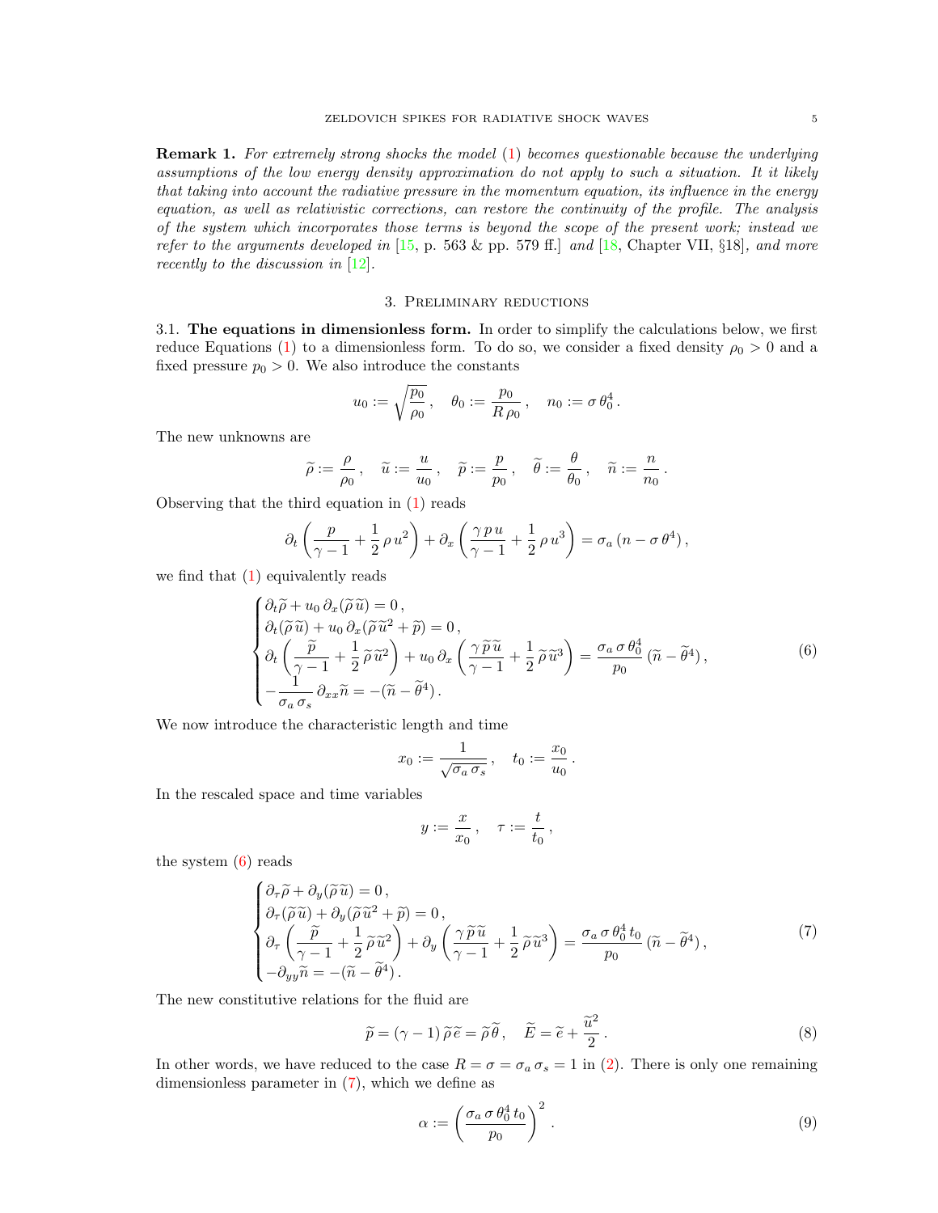**Remark 1.** *For extremely strong shocks the model (1) becomes questionable because the underlying assumptions of the low energy density approximation do not apply to such a situation. It it likely that taking into account the radiative pressure in the momentum equation, its influence in the energy equation, as well as relativistic corrections, can restore the continuity of the profile. The analysis of the system which incorporates those terms is beyond the scope of the present work; instead we refer to the arguments developed in* [15, p. 563 & pp. 579 ff.] *and* [18, Chapter VII, §18]*, and more recently to the discussion in* [12].

## 3. Preliminary reductions

**3.1. The equations in dimensionless form.** In order to simplify the calculations below, we first reduce Equations (1) to a dimensionless form. To do so, we consider a fixed density $\rho_0 > 0$ and a fixed pressure $p_0 > 0$. We also introduce the constants

$$u_0 := \sqrt{\frac{p_0}{\rho_0}}\,, \quad \theta_0 := \frac{p_0}{R\,\rho_0}\,, \quad n_0 := \sigma\,\theta_0^4\,.$$

The new unknowns are

$$\widetilde{\rho} := \frac{\rho}{\rho_0}\,, \quad \widetilde{u} := \frac{u}{u_0}\,, \quad \widetilde{p} := \frac{p}{p_0}\,, \quad \widetilde{\theta} := \frac{\theta}{\theta_0}\,, \quad \widetilde{n} := \frac{n}{n_0}\,.$$

Observing that the third equation in (1) reads

$$\partial_t \left( \frac{p}{\gamma - 1} + \frac{1}{2}\,\rho\,u^2 \right) + \partial_x \left( \frac{\gamma\,p\,u}{\gamma - 1} + \frac{1}{2}\,\rho\,u^3 \right) = \sigma_a\,(n - \sigma\,\theta^4)\,,$$

we find that (1) equivalently reads

$$\begin{cases} \partial_t \widetilde{\rho} + u_0\,\partial_x(\widetilde{\rho}\,\widetilde{u}) = 0\,, \\ \partial_t(\widetilde{\rho}\,\widetilde{u}) + u_0\,\partial_x(\widetilde{\rho}\,\widetilde{u}^2 + \widetilde{p}) = 0\,, \\ \partial_t \left( \dfrac{\widetilde{p}}{\gamma - 1} + \dfrac{1}{2}\,\widetilde{\rho}\,\widetilde{u}^2 \right) + u_0\,\partial_x \left( \dfrac{\gamma\,\widetilde{p}\,\widetilde{u}}{\gamma - 1} + \dfrac{1}{2}\,\widetilde{\rho}\,\widetilde{u}^3 \right) = \dfrac{\sigma_a\,\sigma\,\theta_0^4}{p_0}\,(\widetilde{n} - \widetilde{\theta}^4)\,, \\ -\dfrac{1}{\sigma_a\,\sigma_s}\,\partial_{xx}\widetilde{n} = -(\widetilde{n} - \widetilde{\theta}^4)\,. \end{cases} \tag{6}$$

We now introduce the characteristic length and time

$$x_0 := \frac{1}{\sqrt{\sigma_a\,\sigma_s}}\,, \quad t_0 := \frac{x_0}{u_0}\,.$$

In the rescaled space and time variables

$$y := \frac{x}{x_0}\,, \quad \tau := \frac{t}{t_0}\,,$$

the system (6) reads

$$\begin{cases} \partial_\tau \widetilde{\rho} + \partial_y(\widetilde{\rho}\,\widetilde{u}) = 0\,, \\ \partial_\tau(\widetilde{\rho}\,\widetilde{u}) + \partial_y(\widetilde{\rho}\,\widetilde{u}^2 + \widetilde{p}) = 0\,, \\ \partial_\tau \left( \dfrac{\widetilde{p}}{\gamma - 1} + \dfrac{1}{2}\,\widetilde{\rho}\,\widetilde{u}^2 \right) + \partial_y \left( \dfrac{\gamma\,\widetilde{p}\,\widetilde{u}}{\gamma - 1} + \dfrac{1}{2}\,\widetilde{\rho}\,\widetilde{u}^3 \right) = \dfrac{\sigma_a\,\sigma\,\theta_0^4\,t_0}{p_0}\,(\widetilde{n} - \widetilde{\theta}^4)\,, \\ -\partial_{yy}\widetilde{n} = -(\widetilde{n} - \widetilde{\theta}^4)\,. \end{cases} \tag{7}$$

The new constitutive relations for the fluid are

$$\widetilde{p} = (\gamma - 1)\,\widetilde{\rho}\,\widetilde{e} = \widetilde{\rho}\,\widetilde{\theta}\,, \quad \widetilde{E} = \widetilde{e} + \frac{\widetilde{u}^2}{2}\,. \tag{8}$$

In other words, we have reduced to the case $R = \sigma = \sigma_a\,\sigma_s = 1$ in (2). There is only one remaining dimensionless parameter in (7), which we define as

$$\alpha := \left( \frac{\sigma_a\,\sigma\,\theta_0^4\,t_0}{p_0} \right)^2\,. \tag{9}$$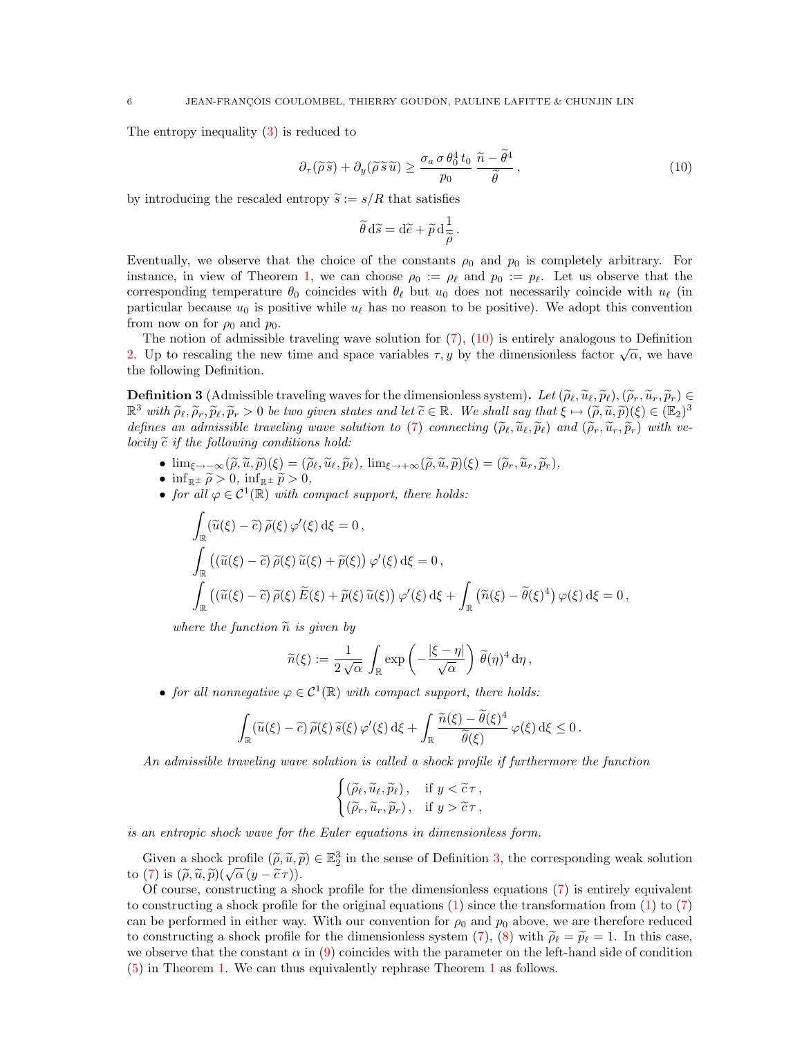The entropy inequality (3) is reduced to

$$\partial_\tau(\widetilde{\rho}\,\widetilde{s}) + \partial_y(\widetilde{\rho}\,\widetilde{s}\,\widetilde{u}) \geq \frac{\sigma_a\,\sigma\,\theta_0^4\,t_0}{p_0}\,\frac{\widetilde{n} - \widetilde{\theta}^4}{\widetilde{\theta}}\,, \tag{10}$$

by introducing the rescaled entropy $\widetilde{s} := s/R$ that satisfies

$$\widetilde{\theta}\,\mathrm{d}\widetilde{s} = \mathrm{d}\widetilde{e} + \widetilde{p}\,\mathrm{d}\frac{1}{\widetilde{\rho}}\,.$$

Eventually, we observe that the choice of the constants $\rho_0$ and $p_0$ is completely arbitrary. For instance, in view of Theorem 1, we can choose $\rho_0 := \rho_\ell$ and $p_0 := p_\ell$. Let us observe that the corresponding temperature $\theta_0$ coincides with $\theta_\ell$ but $u_0$ does not necessarily coincide with $u_\ell$ (in particular because $u_0$ is positive while $u_\ell$ has no reason to be positive). We adopt this convention from now on for $\rho_0$ and $p_0$.

The notion of admissible traveling wave solution for (7), (10) is entirely analogous to Definition 2. Up to rescaling the new time and space variables $\tau, y$ by the dimensionless factor $\sqrt{\alpha}$, we have the following Definition.

**Definition 3** (Admissible traveling waves for the dimensionless system)**.** *Let $(\widetilde{\rho}_\ell, \widetilde{u}_\ell, \widetilde{p}_\ell), (\widetilde{\rho}_r, \widetilde{u}_r, \widetilde{p}_r) \in \mathbb{R}^3$ with $\widetilde{\rho}_\ell, \widetilde{\rho}_r, \widetilde{p}_\ell, \widetilde{p}_r > 0$ be two given states and let $\widetilde{c} \in \mathbb{R}$. We shall say that $\xi \mapsto (\widetilde{\rho}, \widetilde{u}, \widetilde{p})(\xi) \in (\mathbb{E}_2)^3$ defines an admissible traveling wave solution to (7) connecting $(\widetilde{\rho}_\ell, \widetilde{u}_\ell, \widetilde{p}_\ell)$ and $(\widetilde{\rho}_r, \widetilde{u}_r, \widetilde{p}_r)$ with velocity $\widetilde{c}$ if the following conditions hold:*

- $\lim_{\xi\to-\infty}(\widetilde{\rho}, \widetilde{u}, \widetilde{p})(\xi) = (\widetilde{\rho}_\ell, \widetilde{u}_\ell, \widetilde{p}_\ell)$, $\lim_{\xi\to+\infty}(\widetilde{\rho}, \widetilde{u}, \widetilde{p})(\xi) = (\widetilde{\rho}_r, \widetilde{u}_r, \widetilde{p}_r)$,
- $\inf_{\mathbb{R}^\pm}\widetilde{\rho} > 0$, $\inf_{\mathbb{R}^\pm}\widetilde{p} > 0$,
- *for all $\varphi \in \mathcal{C}^1(\mathbb{R})$ with compact support, there holds:*

$$\int_{\mathbb{R}} (\widetilde{u}(\xi) - \widetilde{c})\,\widetilde{\rho}(\xi)\,\varphi'(\xi)\,\mathrm{d}\xi = 0\,,$$

$$\int_{\mathbb{R}} \big((\widetilde{u}(\xi) - \widetilde{c})\,\widetilde{\rho}(\xi)\,\widetilde{u}(\xi) + \widetilde{p}(\xi)\big)\,\varphi'(\xi)\,\mathrm{d}\xi = 0\,,$$

$$\int_{\mathbb{R}} \big((\widetilde{u}(\xi) - \widetilde{c})\,\widetilde{\rho}(\xi)\,\widetilde{E}(\xi) + \widetilde{p}(\xi)\,\widetilde{u}(\xi)\big)\,\varphi'(\xi)\,\mathrm{d}\xi + \int_{\mathbb{R}} \big(\widetilde{n}(\xi) - \widetilde{\theta}(\xi)^4\big)\,\varphi(\xi)\,\mathrm{d}\xi = 0\,,$$

  *where the function $\widetilde{n}$ is given by*

$$\widetilde{n}(\xi) := \frac{1}{2\sqrt{\alpha}}\int_{\mathbb{R}} \exp\left(-\frac{|\xi - \eta|}{\sqrt{\alpha}}\right)\widetilde{\theta}(\eta)^4\,\mathrm{d}\eta\,,$$

- *for all nonnegative $\varphi \in \mathcal{C}^1(\mathbb{R})$ with compact support, there holds:*

$$\int_{\mathbb{R}} (\widetilde{u}(\xi) - \widetilde{c})\,\widetilde{\rho}(\xi)\,\widetilde{s}(\xi)\,\varphi'(\xi)\,\mathrm{d}\xi + \int_{\mathbb{R}} \frac{\widetilde{n}(\xi) - \widetilde{\theta}(\xi)^4}{\widetilde{\theta}(\xi)}\,\varphi(\xi)\,\mathrm{d}\xi \leq 0\,.$$

*An admissible traveling wave solution is called a shock profile if furthermore the function*

$$\begin{cases} (\widetilde{\rho}_\ell, \widetilde{u}_\ell, \widetilde{p}_\ell)\,, & \text{if } y < \widetilde{c}\,\tau\,,\\ (\widetilde{\rho}_r, \widetilde{u}_r, \widetilde{p}_r)\,, & \text{if } y > \widetilde{c}\,\tau\,, \end{cases}$$

*is an entropic shock wave for the Euler equations in dimensionless form.*

Given a shock profile $(\widetilde{\rho}, \widetilde{u}, \widetilde{p}) \in \mathbb{E}_2^3$ in the sense of Definition 3, the corresponding weak solution to (7) is $(\widetilde{\rho}, \widetilde{u}, \widetilde{p})(\sqrt{\alpha}\,(y - \widetilde{c}\,\tau))$.

Of course, constructing a shock profile for the dimensionless equations (7) is entirely equivalent to constructing a shock profile for the original equations (1) since the transformation from (1) to (7) can be performed in either way. With our convention for $\rho_0$ and $p_0$ above, we are therefore reduced to constructing a shock profile for the dimensionless system (7), (8) with $\widetilde{\rho}_\ell = \widetilde{p}_\ell = 1$. In this case, we observe that the constant $\alpha$ in (9) coincides with the parameter on the left-hand side of condition (5) in Theorem 1. We can thus equivalently rephrase Theorem 1 as follows.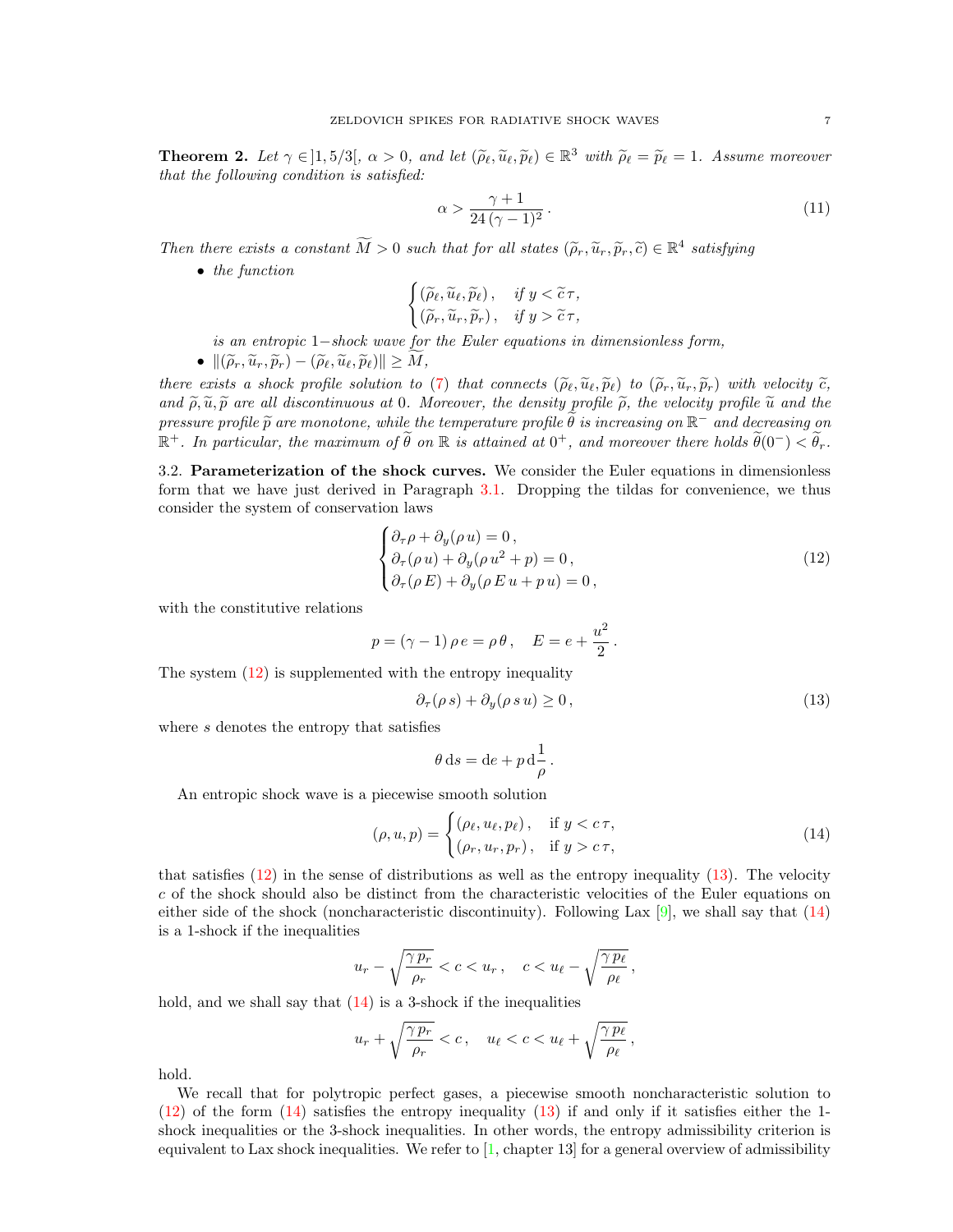**Theorem 2.** *Let $\gamma \in ]1, 5/3[$, $\alpha > 0$, and let $(\widetilde{\rho}_\ell, \widetilde{u}_\ell, \widetilde{p}_\ell) \in \mathbb{R}^3$ with $\widetilde{\rho}_\ell = \widetilde{p}_\ell = 1$. Assume moreover that the following condition is satisfied:*

$$
\alpha > \frac{\gamma + 1}{24\,(\gamma - 1)^2}\,. \tag{11}
$$

*Then there exists a constant $\widetilde{M} > 0$ such that for all states $(\widetilde{\rho}_r, \widetilde{u}_r, \widetilde{p}_r, \widetilde{c}) \in \mathbb{R}^4$ satisfying*

- *the function*
$$
\begin{cases} (\widetilde{\rho}_\ell, \widetilde{u}_\ell, \widetilde{p}_\ell)\,, & \text{if } y < \widetilde{c}\,\tau, \\ (\widetilde{\rho}_r, \widetilde{u}_r, \widetilde{p}_r)\,, & \text{if } y > \widetilde{c}\,\tau, \end{cases}
$$
*is an entropic 1−shock wave for the Euler equations in dimensionless form,*
- $\|(\widetilde{\rho}_r, \widetilde{u}_r, \widetilde{p}_r) - (\widetilde{\rho}_\ell, \widetilde{u}_\ell, \widetilde{p}_\ell)\| \geq \widetilde{M}$,

*there exists a shock profile solution to (7) that connects $(\widetilde{\rho}_\ell, \widetilde{u}_\ell, \widetilde{p}_\ell)$ to $(\widetilde{\rho}_r, \widetilde{u}_r, \widetilde{p}_r)$ with velocity $\widetilde{c}$, and $\widetilde{\rho}, \widetilde{u}, \widetilde{p}$ are all discontinuous at 0. Moreover, the density profile $\widetilde{\rho}$, the velocity profile $\widetilde{u}$ and the pressure profile $\widetilde{p}$ are monotone, while the temperature profile $\widetilde{\theta}$ is increasing on $\mathbb{R}^-$ and decreasing on $\mathbb{R}^+$. In particular, the maximum of $\widetilde{\theta}$ on $\mathbb{R}$ is attained at $0^+$, and moreover there holds $\widetilde{\theta}(0^-) < \widetilde{\theta}_r$.*

3.2. **Parameterization of the shock curves.** We consider the Euler equations in dimensionless form that we have just derived in Paragraph 3.1. Dropping the tildas for convenience, we thus consider the system of conservation laws

$$
\begin{cases} \partial_\tau \rho + \partial_y(\rho\, u) = 0\,, \\ \partial_\tau(\rho\, u) + \partial_y(\rho\, u^2 + p) = 0\,, \\ \partial_\tau(\rho\, E) + \partial_y(\rho\, E\, u + p\, u) = 0\,, \end{cases} \tag{12}
$$

with the constitutive relations

$$
p = (\gamma - 1)\,\rho\, e = \rho\, \theta\,, \quad E = e + \frac{u^2}{2}\,.
$$

The system (12) is supplemented with the entropy inequality

$$
\partial_\tau(\rho\, s) + \partial_y(\rho\, s\, u) \geq 0\,, \tag{13}
$$

where $s$ denotes the entropy that satisfies

$$
\theta\, \mathrm{d}s = \mathrm{d}e + p\, \mathrm{d}\frac{1}{\rho}\,.
$$

An entropic shock wave is a piecewise smooth solution

$$
(\rho, u, p) = \begin{cases} (\rho_\ell, u_\ell, p_\ell)\,, & \text{if } y < c\,\tau, \\ (\rho_r, u_r, p_r)\,, & \text{if } y > c\,\tau, \end{cases} \tag{14}
$$

that satisfies (12) in the sense of distributions as well as the entropy inequality (13). The velocity $c$ of the shock should also be distinct from the characteristic velocities of the Euler equations on either side of the shock (noncharacteristic discontinuity). Following Lax [9], we shall say that (14) is a 1-shock if the inequalities

$$
u_r - \sqrt{\frac{\gamma\, p_r}{\rho_r}} < c < u_r\,, \quad c < u_\ell - \sqrt{\frac{\gamma\, p_\ell}{\rho_\ell}}\,,
$$

hold, and we shall say that (14) is a 3-shock if the inequalities

$$
u_r + \sqrt{\frac{\gamma\, p_r}{\rho_r}} < c\,, \quad u_\ell < c < u_\ell + \sqrt{\frac{\gamma\, p_\ell}{\rho_\ell}}\,,
$$

hold.

We recall that for polytropic perfect gases, a piecewise smooth noncharacteristic solution to (12) of the form (14) satisfies the entropy inequality (13) if and only if it satisfies either the 1-shock inequalities or the 3-shock inequalities. In other words, the entropy admissibility criterion is equivalent to Lax shock inequalities. We refer to [1, chapter 13] for a general overview of admissibility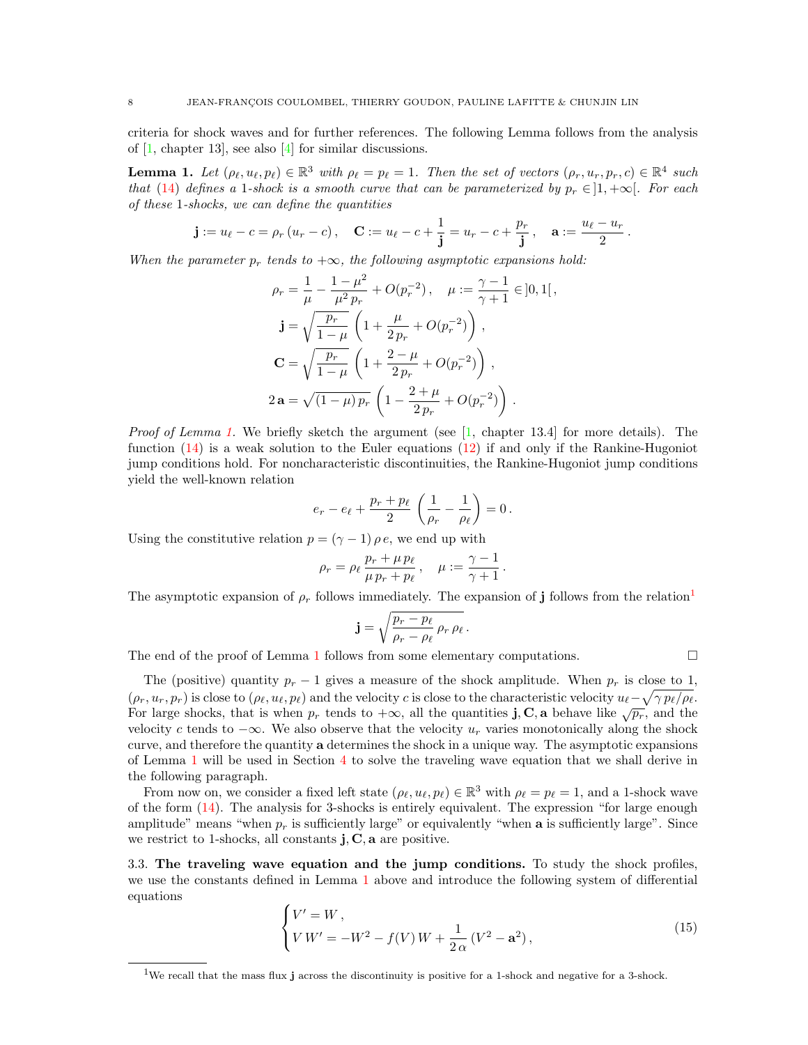criteria for shock waves and for further references. The following Lemma follows from the analysis of [1, chapter 13], see also [4] for similar discussions.

**Lemma 1.** *Let $(\rho_\ell, u_\ell, p_\ell) \in \mathbb{R}^3$ with $\rho_\ell = p_\ell = 1$. Then the set of vectors $(\rho_r, u_r, p_r, c) \in \mathbb{R}^4$ such that (14) defines a 1-shock is a smooth curve that can be parameterized by $p_r \in ]1, +\infty[$. For each of these 1-shocks, we can define the quantities*

$$\mathbf{j} := u_\ell - c = \rho_r\,(u_r - c)\,, \quad \mathbf{C} := u_\ell - c + \frac{1}{\mathbf{j}} = u_r - c + \frac{p_r}{\mathbf{j}}\,, \quad \mathbf{a} := \frac{u_\ell - u_r}{2}\,.$$

*When the parameter $p_r$ tends to $+\infty$, the following asymptotic expansions hold:*

$$\rho_r = \frac{1}{\mu} - \frac{1-\mu^2}{\mu^2\,p_r} + O(p_r^{-2})\,, \quad \mu := \frac{\gamma - 1}{\gamma + 1} \in ]0, 1[\,,$$

$$\mathbf{j} = \sqrt{\frac{p_r}{1-\mu}}\,\left(1 + \frac{\mu}{2\,p_r} + O(p_r^{-2})\right)\,,$$

$$\mathbf{C} = \sqrt{\frac{p_r}{1-\mu}}\,\left(1 + \frac{2-\mu}{2\,p_r} + O(p_r^{-2})\right)\,,$$

$$2\,\mathbf{a} = \sqrt{(1-\mu)\,p_r}\,\left(1 - \frac{2+\mu}{2\,p_r} + O(p_r^{-2})\right)\,.$$

*Proof of Lemma 1.* We briefly sketch the argument (see [1, chapter 13.4] for more details). The function (14) is a weak solution to the Euler equations (12) if and only if the Rankine-Hugoniot jump conditions hold. For noncharacteristic discontinuities, the Rankine-Hugoniot jump conditions yield the well-known relation

$$e_r - e_\ell + \frac{p_r + p_\ell}{2}\,\left(\frac{1}{\rho_r} - \frac{1}{\rho_\ell}\right) = 0\,.$$

Using the constitutive relation $p = (\gamma - 1)\,\rho\,e$, we end up with

$$\rho_r = \rho_\ell\,\frac{p_r + \mu\,p_\ell}{\mu\,p_r + p_\ell}\,, \quad \mu := \frac{\gamma - 1}{\gamma + 1}\,.$$

The asymptotic expansion of $\rho_r$ follows immediately. The expansion of $\mathbf{j}$ follows from the relation[1]

$$\mathbf{j} = \sqrt{\frac{p_r - p_\ell}{\rho_r - \rho_\ell}\,\rho_r\,\rho_\ell}\,.$$

The end of the proof of Lemma 1 follows from some elementary computations. $\square$

The (positive) quantity $p_r - 1$ gives a measure of the shock amplitude. When $p_r$ is close to 1, $(\rho_r, u_r, p_r)$ is close to $(\rho_\ell, u_\ell, p_\ell)$ and the velocity $c$ is close to the characteristic velocity $u_\ell - \sqrt{\gamma\,p_\ell/\rho_\ell}$. For large shocks, that is when $p_r$ tends to $+\infty$, all the quantities $\mathbf{j}, \mathbf{C}, \mathbf{a}$ behave like $\sqrt{p_r}$, and the velocity $c$ tends to $-\infty$. We also observe that the velocity $u_r$ varies monotonically along the shock curve, and therefore the quantity $\mathbf{a}$ determines the shock in a unique way. The asymptotic expansions of Lemma 1 will be used in Section 4 to solve the traveling wave equation that we shall derive in the following paragraph.

From now on, we consider a fixed left state $(\rho_\ell, u_\ell, p_\ell) \in \mathbb{R}^3$ with $\rho_\ell = p_\ell = 1$, and a 1-shock wave of the form (14). The analysis for 3-shocks is entirely equivalent. The expression "for large enough amplitude" means "when $p_r$ is sufficiently large" or equivalently "when $\mathbf{a}$ is sufficiently large". Since we restrict to 1-shocks, all constants $\mathbf{j}, \mathbf{C}, \mathbf{a}$ are positive.

3.3. **The traveling wave equation and the jump conditions.** To study the shock profiles, we use the constants defined in Lemma 1 above and introduce the following system of differential equations

$$\begin{cases} V' = W\,, \\ V\,W' = -W^2 - f(V)\,W + \dfrac{1}{2\,\alpha}\,(V^2 - \mathbf{a}^2)\,, \end{cases} \tag{15}$$

[1] We recall that the mass flux $\mathbf{j}$ across the discontinuity is positive for a 1-shock and negative for a 3-shock.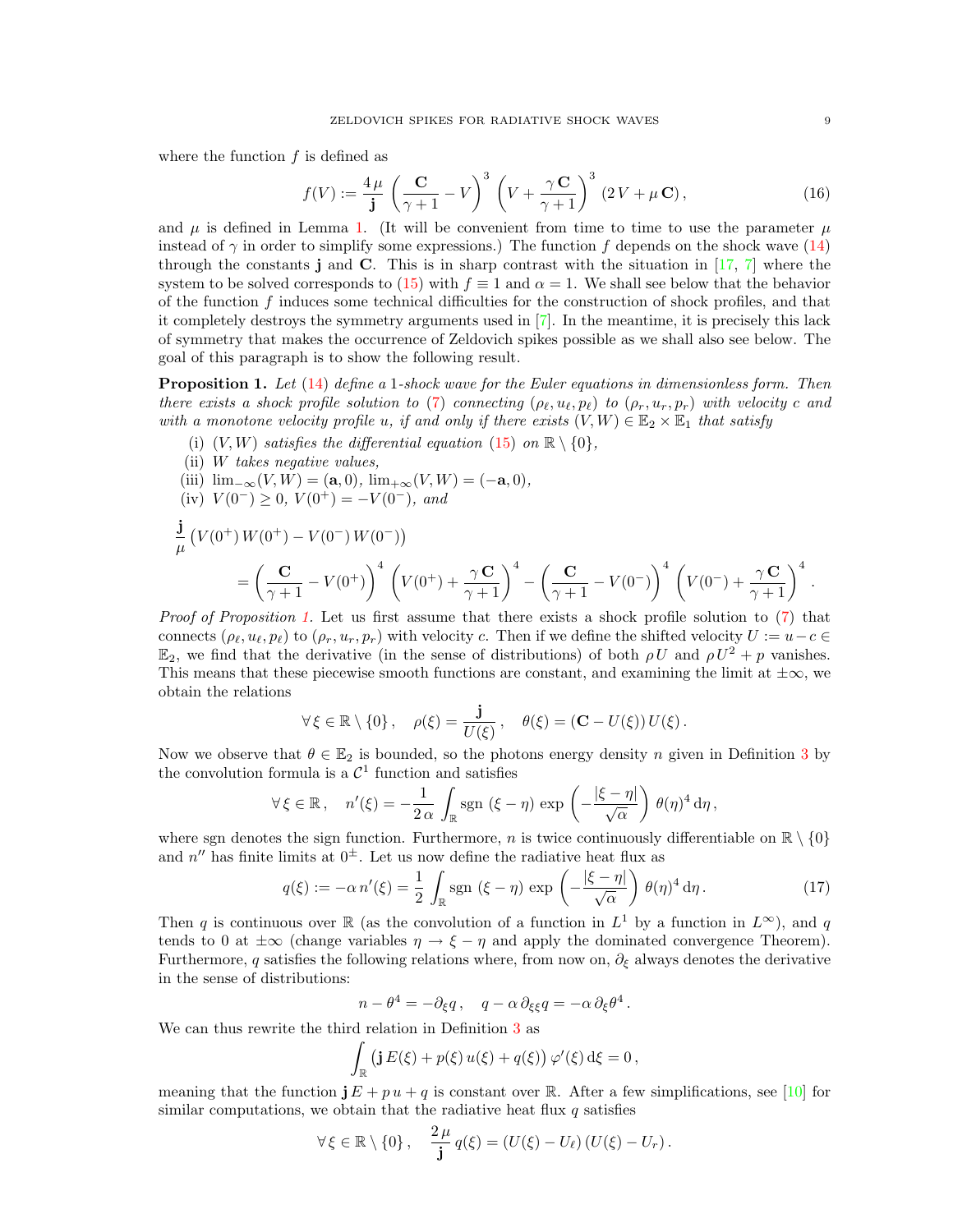where the function $f$ is defined as

$$f(V) := \frac{4\,\mu}{\mathbf{j}} \left( \frac{\mathbf{C}}{\gamma+1} - V \right)^3 \left( V + \frac{\gamma\,\mathbf{C}}{\gamma+1} \right)^3 (2\,V + \mu\,\mathbf{C})\,, \tag{16}$$

and $\mu$ is defined in Lemma 1. (It will be convenient from time to time to use the parameter $\mu$ instead of $\gamma$ in order to simplify some expressions.) The function $f$ depends on the shock wave (14) through the constants $\mathbf{j}$ and $\mathbf{C}$. This is in sharp contrast with the situation in [17, 7] where the system to be solved corresponds to (15) with $f \equiv 1$ and $\alpha = 1$. We shall see below that the behavior of the function $f$ induces some technical difficulties for the construction of shock profiles, and that it completely destroys the symmetry arguments used in [7]. In the meantime, it is precisely this lack of symmetry that makes the occurrence of Zeldovich spikes possible as we shall also see below. The goal of this paragraph is to show the following result.

**Proposition 1.** *Let (14) define a 1-shock wave for the Euler equations in dimensionless form. Then there exists a shock profile solution to (7) connecting $(\rho_\ell, u_\ell, p_\ell)$ to $(\rho_r, u_r, p_r)$ with velocity $c$ and with a monotone velocity profile $u$, if and only if there exists $(V,W) \in \mathbb{E}_2 \times \mathbb{E}_1$ that satisfy*

(i) *$(V,W)$ satisfies the differential equation (15) on $\mathbb{R} \setminus \{0\}$,*
(ii) *$W$ takes negative values,*
(iii) *$\lim_{-\infty}(V,W) = (\mathbf{a}, 0)$, $\lim_{+\infty}(V,W) = (-\mathbf{a}, 0)$,*
(iv) *$V(0^-) \geq 0$, $V(0^+) = -V(0^-)$, and*

$$\begin{aligned}
&\frac{\mathbf{j}}{\mu} \left( V(0^+)\, W(0^+) - V(0^-)\, W(0^-) \right) \\
&\qquad = \left( \frac{\mathbf{C}}{\gamma+1} - V(0^+) \right)^4 \left( V(0^+) + \frac{\gamma\,\mathbf{C}}{\gamma+1} \right)^4 - \left( \frac{\mathbf{C}}{\gamma+1} - V(0^-) \right)^4 \left( V(0^-) + \frac{\gamma\,\mathbf{C}}{\gamma+1} \right)^4 .
\end{aligned}$$

*Proof of Proposition 1.* Let us first assume that there exists a shock profile solution to (7) that connects $(\rho_\ell, u_\ell, p_\ell)$ to $(\rho_r, u_r, p_r)$ with velocity $c$. Then if we define the shifted velocity $U := u - c \in \mathbb{E}_2$, we find that the derivative (in the sense of distributions) of both $\rho\,U$ and $\rho\,U^2 + p$ vanishes. This means that these piecewise smooth functions are constant, and examining the limit at $\pm\infty$, we obtain the relations

$$\forall\, \xi \in \mathbb{R} \setminus \{0\}\,, \quad \rho(\xi) = \frac{\mathbf{j}}{U(\xi)}\,, \quad \theta(\xi) = (\mathbf{C} - U(\xi))\, U(\xi)\,.$$

Now we observe that $\theta \in \mathbb{E}_2$ is bounded, so the photons energy density $n$ given in Definition 3 by the convolution formula is a $\mathcal{C}^1$ function and satisfies

$$\forall\, \xi \in \mathbb{R}\,, \quad n'(\xi) = -\frac{1}{2\,\alpha} \int_{\mathbb{R}} \mathrm{sgn}\,(\xi - \eta)\, \exp\left( -\frac{|\xi - \eta|}{\sqrt{\alpha}} \right) \theta(\eta)^4 \,\mathrm{d}\eta\,,$$

where sgn denotes the sign function. Furthermore, $n$ is twice continuously differentiable on $\mathbb{R} \setminus \{0\}$ and $n''$ has finite limits at $0^\pm$. Let us now define the radiative heat flux as

$$q(\xi) := -\alpha\, n'(\xi) = \frac{1}{2} \int_{\mathbb{R}} \mathrm{sgn}\,(\xi - \eta)\, \exp\left( -\frac{|\xi - \eta|}{\sqrt{\alpha}} \right) \theta(\eta)^4 \,\mathrm{d}\eta\,. \tag{17}$$

Then $q$ is continuous over $\mathbb{R}$ (as the convolution of a function in $L^1$ by a function in $L^\infty$), and $q$ tends to 0 at $\pm\infty$ (change variables $\eta \to \xi - \eta$ and apply the dominated convergence Theorem). Furthermore, $q$ satisfies the following relations where, from now on, $\partial_\xi$ always denotes the derivative in the sense of distributions:

$$n - \theta^4 = -\partial_\xi q\,, \quad q - \alpha\, \partial_{\xi\xi} q = -\alpha\, \partial_\xi \theta^4 .$$

We can thus rewrite the third relation in Definition 3 as

$$\int_{\mathbb{R}} \left( \mathbf{j}\, E(\xi) + p(\xi)\, u(\xi) + q(\xi) \right) \varphi'(\xi) \,\mathrm{d}\xi = 0\,,$$

meaning that the function $\mathbf{j}\,E + p\,u + q$ is constant over $\mathbb{R}$. After a few simplifications, see [10] for similar computations, we obtain that the radiative heat flux $q$ satisfies

$$\forall\, \xi \in \mathbb{R} \setminus \{0\}\,, \quad \frac{2\,\mu}{\mathbf{j}}\, q(\xi) = (U(\xi) - U_\ell)\,(U(\xi) - U_r)\,.$$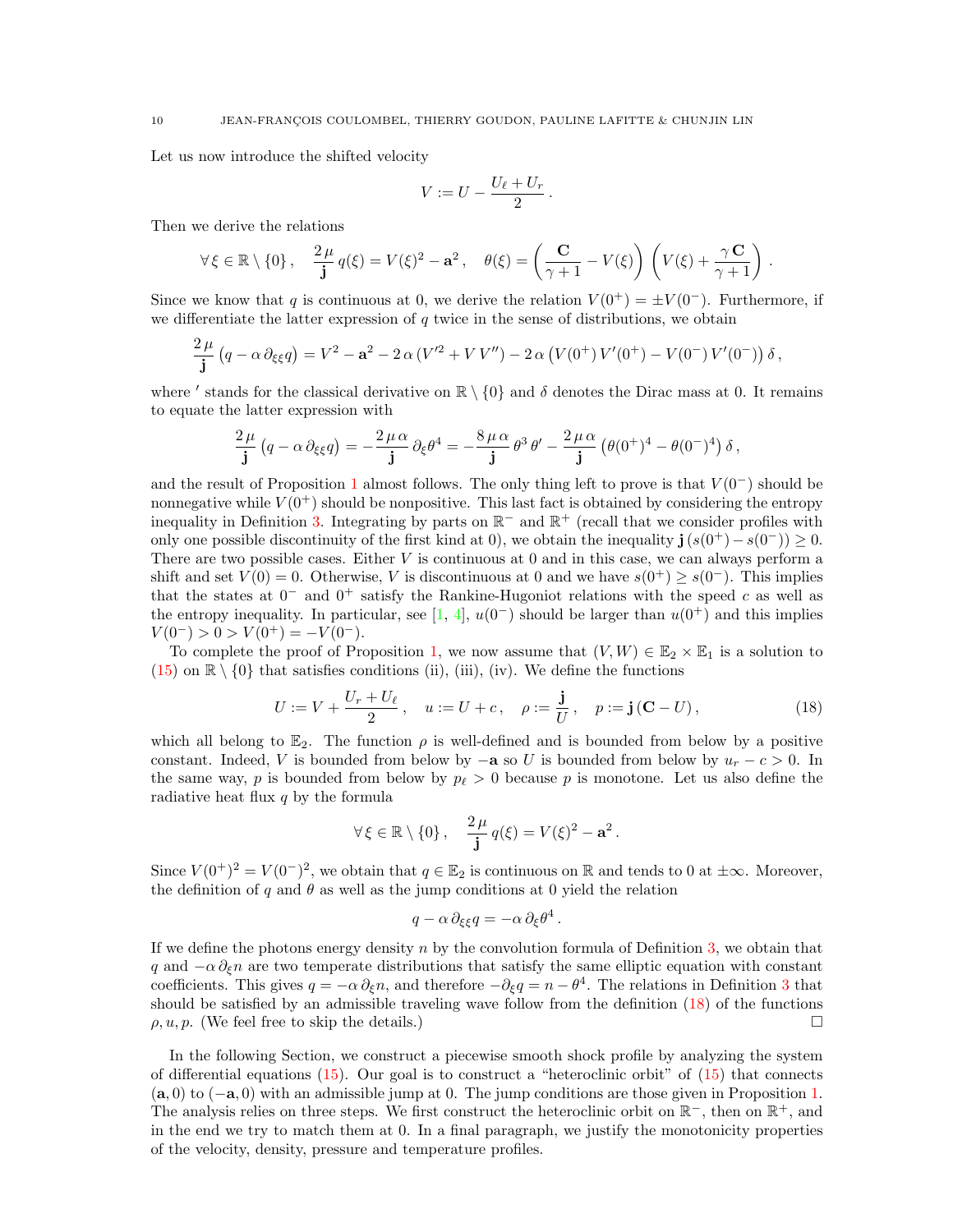Let us now introduce the shifted velocity

$$V := U - \frac{U_\ell + U_r}{2} \, .$$

Then we derive the relations

$$\forall \, \xi \in \mathbb{R} \setminus \{0\} \, , \quad \frac{2\,\mu}{\mathbf{j}} \, q(\xi) = V(\xi)^2 - \mathbf{a}^2 \, , \quad \theta(\xi) = \left( \frac{\mathbf{C}}{\gamma+1} - V(\xi) \right) \, \left( V(\xi) + \frac{\gamma \, \mathbf{C}}{\gamma+1} \right) \, .$$

Since we know that $q$ is continuous at 0, we derive the relation $V(0^+) = \pm V(0^-)$. Furthermore, if we differentiate the latter expression of $q$ twice in the sense of distributions, we obtain

$$\frac{2\,\mu}{\mathbf{j}} \, \big( q - \alpha \, \partial_{\xi\xi} q \big) = V^2 - \mathbf{a}^2 - 2\,\alpha \, (V'^2 + V \, V'') - 2\,\alpha \, \big( V(0^+) \, V'(0^+) - V(0^-) \, V'(0^-) \big) \, \delta \, ,$$

where $'$ stands for the classical derivative on $\mathbb{R} \setminus \{0\}$ and $\delta$ denotes the Dirac mass at 0. It remains to equate the latter expression with

$$\frac{2\,\mu}{\mathbf{j}} \, \big( q - \alpha \, \partial_{\xi\xi} q \big) = - \frac{2\,\mu\,\alpha}{\mathbf{j}} \, \partial_\xi \theta^4 = - \frac{8\,\mu\,\alpha}{\mathbf{j}} \, \theta^3 \, \theta' - \frac{2\,\mu\,\alpha}{\mathbf{j}} \, \big( \theta(0^+)^4 - \theta(0^-)^4 \big) \, \delta \, ,$$

and the result of Proposition 1 almost follows. The only thing left to prove is that $V(0^-)$ should be nonnegative while $V(0^+)$ should be nonpositive. This last fact is obtained by considering the entropy inequality in Definition 3. Integrating by parts on $\mathbb{R}^-$ and $\mathbb{R}^+$ (recall that we consider profiles with only one possible discontinuity of the first kind at 0), we obtain the inequality $\mathbf{j} \, (s(0^+) - s(0^-)) \ge 0$. There are two possible cases. Either $V$ is continuous at 0 and in this case, we can always perform a shift and set $V(0) = 0$. Otherwise, $V$ is discontinuous at 0 and we have $s(0^+) \ge s(0^-)$. This implies that the states at $0^-$ and $0^+$ satisfy the Rankine-Hugoniot relations with the speed $c$ as well as the entropy inequality. In particular, see [1, 4], $u(0^-)$ should be larger than $u(0^+)$ and this implies $V(0^-) > 0 > V(0^+) = -V(0^-)$.

To complete the proof of Proposition 1, we now assume that $(V, W) \in \mathbb{E}_2 \times \mathbb{E}_1$ is a solution to (15) on $\mathbb{R} \setminus \{0\}$ that satisfies conditions (ii), (iii), (iv). We define the functions

$$U := V + \frac{U_r + U_\ell}{2} \, , \quad u := U + c \, , \quad \rho := \frac{\mathbf{j}}{U} \, , \quad p := \mathbf{j} \, (\mathbf{C} - U) \, , \tag{18}$$

which all belong to $\mathbb{E}_2$. The function $\rho$ is well-defined and is bounded from below by a positive constant. Indeed, $V$ is bounded from below by $-\mathbf{a}$ so $U$ is bounded from below by $u_r - c > 0$. In the same way, $p$ is bounded from below by $p_\ell > 0$ because $p$ is monotone. Let us also define the radiative heat flux $q$ by the formula

$$\forall \, \xi \in \mathbb{R} \setminus \{0\} \, , \quad \frac{2\,\mu}{\mathbf{j}} \, q(\xi) = V(\xi)^2 - \mathbf{a}^2 \, .$$

Since $V(0^+)^2 = V(0^-)^2$, we obtain that $q \in \mathbb{E}_2$ is continuous on $\mathbb{R}$ and tends to 0 at $\pm\infty$. Moreover, the definition of $q$ and $\theta$ as well as the jump conditions at 0 yield the relation

$$q - \alpha \, \partial_{\xi\xi} q = -\alpha \, \partial_\xi \theta^4 \, .$$

If we define the photons energy density $n$ by the convolution formula of Definition 3, we obtain that $q$ and $-\alpha \, \partial_\xi n$ are two temperate distributions that satisfy the same elliptic equation with constant coefficients. This gives $q = -\alpha \, \partial_\xi n$, and therefore $-\partial_\xi q = n - \theta^4$. The relations in Definition 3 that should be satisfied by an admissible traveling wave follow from the definition (18) of the functions $\rho, u, p$. (We feel free to skip the details.) $\square$

In the following Section, we construct a piecewise smooth shock profile by analyzing the system of differential equations (15). Our goal is to construct a "heteroclinic orbit" of (15) that connects $(\mathbf{a}, 0)$ to $(-\mathbf{a}, 0)$ with an admissible jump at 0. The jump conditions are those given in Proposition 1. The analysis relies on three steps. We first construct the heteroclinic orbit on $\mathbb{R}^-$, then on $\mathbb{R}^+$, and in the end we try to match them at 0. In a final paragraph, we justify the monotonicity properties of the velocity, density, pressure and temperature profiles.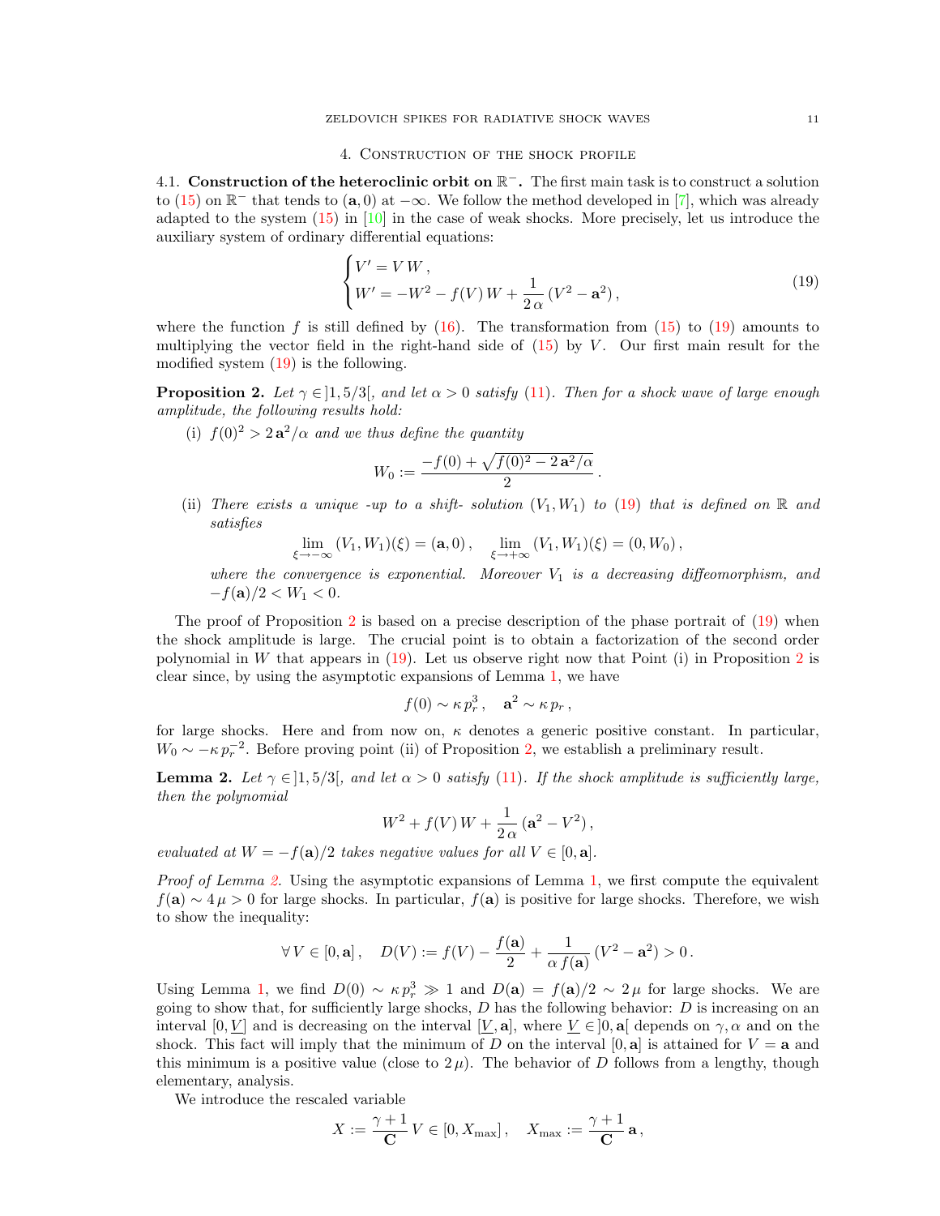## 4. Construction of the shock profile

**4.1. Construction of the heteroclinic orbit on $\mathbb{R}^-$.** The first main task is to construct a solution to (15) on $\mathbb{R}^-$ that tends to $(\mathbf{a}, 0)$ at $-\infty$. We follow the method developed in [7], which was already adapted to the system (15) in [10] in the case of weak shocks. More precisely, let us introduce the auxiliary system of ordinary differential equations:

$$\begin{cases} V' = V\,W\,, \\ W' = -W^2 - f(V)\,W + \dfrac{1}{2\,\alpha}\,(V^2 - \mathbf{a}^2)\,, \end{cases} \tag{19}$$

where the function $f$ is still defined by (16). The transformation from (15) to (19) amounts to multiplying the vector field in the right-hand side of (15) by $V$. Our first main result for the modified system (19) is the following.

**Proposition 2.** *Let $\gamma \in ]1, 5/3[$, and let $\alpha > 0$ satisfy (11). Then for a shock wave of large enough amplitude, the following results hold:*

(i) *$f(0)^2 > 2\,\mathbf{a}^2/\alpha$ and we thus define the quantity*

$$W_0 := \frac{-f(0) + \sqrt{f(0)^2 - 2\,\mathbf{a}^2/\alpha}}{2}\,.$$

(ii) *There exists a unique -up to a shift- solution $(V_1, W_1)$ to (19) that is defined on $\mathbb{R}$ and satisfies*

$$\lim_{\xi \to -\infty} (V_1, W_1)(\xi) = (\mathbf{a}, 0)\,, \quad \lim_{\xi \to +\infty} (V_1, W_1)(\xi) = (0, W_0)\,,$$

*where the convergence is exponential. Moreover $V_1$ is a decreasing diffeomorphism, and $-f(\mathbf{a})/2 < W_1 < 0$.*

The proof of Proposition 2 is based on a precise description of the phase portrait of (19) when the shock amplitude is large. The crucial point is to obtain a factorization of the second order polynomial in $W$ that appears in (19). Let us observe right now that Point (i) in Proposition 2 is clear since, by using the asymptotic expansions of Lemma 1, we have

$$f(0) \sim \kappa\, p_r^3\,, \quad \mathbf{a}^2 \sim \kappa\, p_r\,,$$

for large shocks. Here and from now on, $\kappa$ denotes a generic positive constant. In particular, $W_0 \sim -\kappa\, p_r^{-2}$. Before proving point (ii) of Proposition 2, we establish a preliminary result.

**Lemma 2.** *Let $\gamma \in ]1, 5/3[$, and let $\alpha > 0$ satisfy (11). If the shock amplitude is sufficiently large, then the polynomial*

$$W^2 + f(V)\,W + \frac{1}{2\,\alpha}\,(\mathbf{a}^2 - V^2)\,,$$

*evaluated at $W = -f(\mathbf{a})/2$ takes negative values for all $V \in [0, \mathbf{a}]$.*

*Proof of Lemma 2.* Using the asymptotic expansions of Lemma 1, we first compute the equivalent $f(\mathbf{a}) \sim 4\,\mu > 0$ for large shocks. In particular, $f(\mathbf{a})$ is positive for large shocks. Therefore, we wish to show the inequality:

$$\forall\, V \in [0, \mathbf{a}]\,, \quad D(V) := f(V) - \frac{f(\mathbf{a})}{2} + \frac{1}{\alpha\, f(\mathbf{a})}\,(V^2 - \mathbf{a}^2) > 0\,.$$

Using Lemma 1, we find $D(0) \sim \kappa\, p_r^3 \gg 1$ and $D(\mathbf{a}) = f(\mathbf{a})/2 \sim 2\,\mu$ for large shocks. We are going to show that, for sufficiently large shocks, $D$ has the following behavior: $D$ is increasing on an interval $[0, \underline{V}]$ and is decreasing on the interval $[\underline{V}, \mathbf{a}]$, where $\underline{V} \in ]0, \mathbf{a}[$ depends on $\gamma, \alpha$ and on the shock. This fact will imply that the minimum of $D$ on the interval $[0, \mathbf{a}]$ is attained for $V = \mathbf{a}$ and this minimum is a positive value (close to $2\,\mu$). The behavior of $D$ follows from a lengthy, though elementary, analysis.

We introduce the rescaled variable

$$X := \frac{\gamma + 1}{\mathbf{C}}\,V \in [0, X_{\max}]\,, \quad X_{\max} := \frac{\gamma + 1}{\mathbf{C}}\,\mathbf{a}\,,$$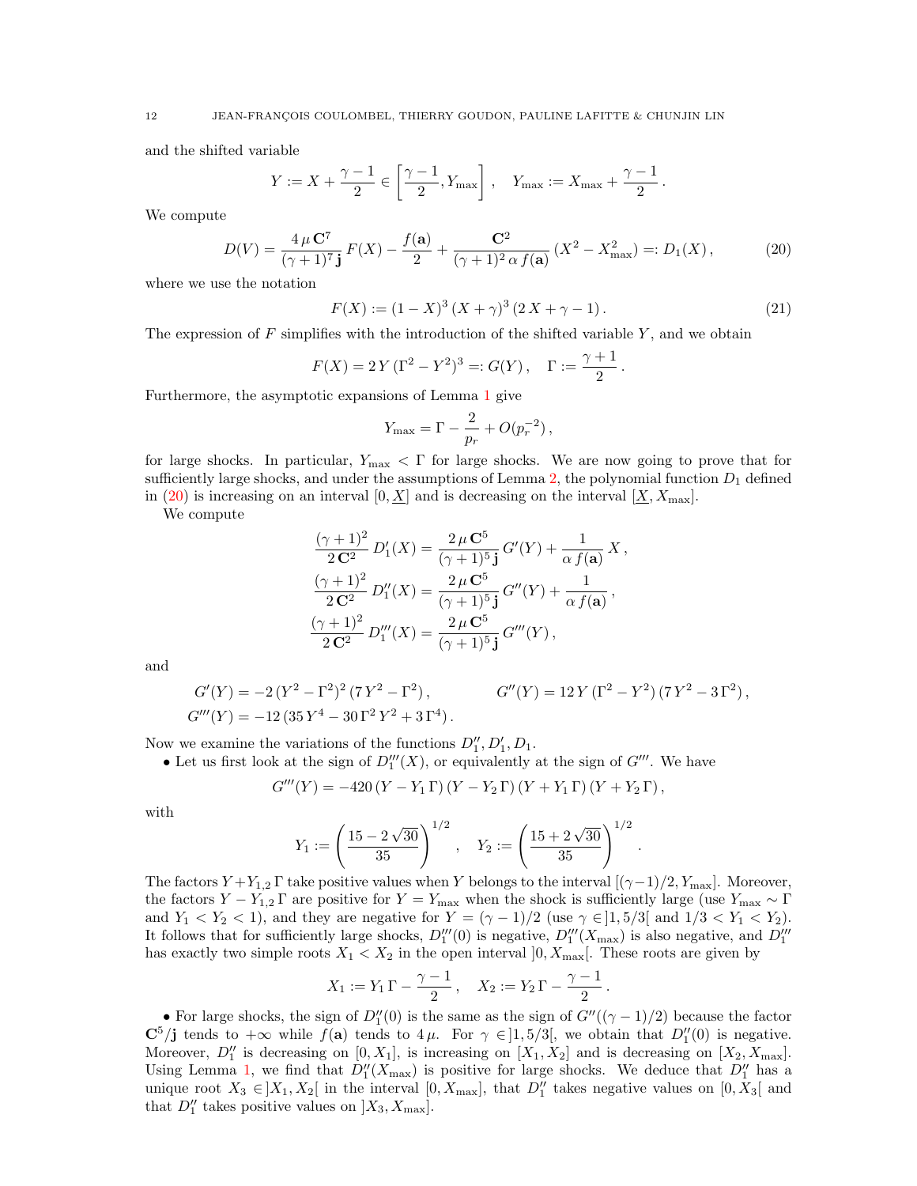and the shifted variable

$$Y := X + \frac{\gamma - 1}{2} \in \left[ \frac{\gamma - 1}{2}, Y_{\max} \right] , \quad Y_{\max} := X_{\max} + \frac{\gamma - 1}{2} .$$

We compute

$$D(V) = \frac{4\,\mu\,\mathbf{C}^7}{(\gamma+1)^7\,\mathbf{j}}\,F(X) - \frac{f(\mathbf{a})}{2} + \frac{\mathbf{C}^2}{(\gamma+1)^2\,\alpha\,f(\mathbf{a})}\,(X^2 - X_{\max}^2) =: D_1(X)\,, \tag{20}$$

where we use the notation

$$F(X) := (1-X)^3\,(X+\gamma)^3\,(2\,X+\gamma-1)\,. \tag{21}$$

The expression of $F$ simplifies with the introduction of the shifted variable $Y$, and we obtain

$$F(X) = 2\,Y\,(\Gamma^2 - Y^2)^3 =: G(Y)\,, \quad \Gamma := \frac{\gamma+1}{2}\,.$$

Furthermore, the asymptotic expansions of Lemma 1 give

$$Y_{\max} = \Gamma - \frac{2}{p_r} + O(p_r^{-2})\,,$$

for large shocks. In particular, $Y_{\max} < \Gamma$ for large shocks. We are now going to prove that for sufficiently large shocks, and under the assumptions of Lemma 2, the polynomial function $D_1$ defined in (20) is increasing on an interval $[0, \underline{X}]$ and is decreasing on the interval $[\underline{X}, X_{\max}]$.

We compute

$$\frac{(\gamma+1)^2}{2\,\mathbf{C}^2}\,D_1'(X) = \frac{2\,\mu\,\mathbf{C}^5}{(\gamma+1)^5\,\mathbf{j}}\,G'(Y) + \frac{1}{\alpha\,f(\mathbf{a})}\,X\,,$$

$$\frac{(\gamma+1)^2}{2\,\mathbf{C}^2}\,D_1''(X) = \frac{2\,\mu\,\mathbf{C}^5}{(\gamma+1)^5\,\mathbf{j}}\,G''(Y) + \frac{1}{\alpha\,f(\mathbf{a})}\,,$$

$$\frac{(\gamma+1)^2}{2\,\mathbf{C}^2}\,D_1'''(X) = \frac{2\,\mu\,\mathbf{C}^5}{(\gamma+1)^5\,\mathbf{j}}\,G'''(Y)\,,$$

and

$$G'(Y) = -2\,(Y^2-\Gamma^2)^2\,(7\,Y^2-\Gamma^2)\,, \qquad G''(Y) = 12\,Y\,(\Gamma^2-Y^2)\,(7\,Y^2-3\,\Gamma^2)\,,$$
$$G'''(Y) = -12\,(35\,Y^4 - 30\,\Gamma^2\,Y^2 + 3\,\Gamma^4)\,.$$

Now we examine the variations of the functions $D_1'', D_1', D_1$.

• Let us first look at the sign of $D_1'''(X)$, or equivalently at the sign of $G'''$. We have

$$G'''(Y) = -420\,(Y - Y_1\,\Gamma)\,(Y - Y_2\,\Gamma)\,(Y + Y_1\,\Gamma)\,(Y + Y_2\,\Gamma)\,,$$

with

$$Y_1 := \left( \frac{15 - 2\sqrt{30}}{35} \right)^{1/2}\,, \quad Y_2 := \left( \frac{15 + 2\sqrt{30}}{35} \right)^{1/2}\,.$$

The factors $Y + Y_{1,2}\,\Gamma$ take positive values when $Y$ belongs to the interval $[(\gamma-1)/2, Y_{\max}]$. Moreover, the factors $Y - Y_{1,2}\,\Gamma$ are positive for $Y = Y_{\max}$ when the shock is sufficiently large (use $Y_{\max} \sim \Gamma$ and $Y_1 < Y_2 < 1$), and they are negative for $Y = (\gamma-1)/2$ (use $\gamma \in ]1, 5/3[$ and $1/3 < Y_1 < Y_2$). It follows that for sufficiently large shocks, $D_1'''(0)$ is negative, $D_1'''(X_{\max})$ is also negative, and $D_1'''$ has exactly two simple roots $X_1 < X_2$ in the open interval $]0, X_{\max}[$. These roots are given by

$$X_1 := Y_1\,\Gamma - \frac{\gamma-1}{2}\,, \quad X_2 := Y_2\,\Gamma - \frac{\gamma-1}{2}\,.$$

• For large shocks, the sign of $D_1''(0)$ is the same as the sign of $G''((\gamma-1)/2)$ because the factor $\mathbf{C}^5/\mathbf{j}$ tends to $+\infty$ while $f(\mathbf{a})$ tends to $4\,\mu$. For $\gamma \in ]1, 5/3[$, we obtain that $D_1''(0)$ is negative. Moreover, $D_1''$ is decreasing on $[0, X_1]$, is increasing on $[X_1, X_2]$ and is decreasing on $[X_2, X_{\max}]$. Using Lemma 1, we find that $D_1''(X_{\max})$ is positive for large shocks. We deduce that $D_1''$ has a unique root $X_3 \in ]X_1, X_2[$ in the interval $[0, X_{\max}]$, that $D_1''$ takes negative values on $[0, X_3[$ and that $D_1''$ takes positive values on $]X_3, X_{\max}]$.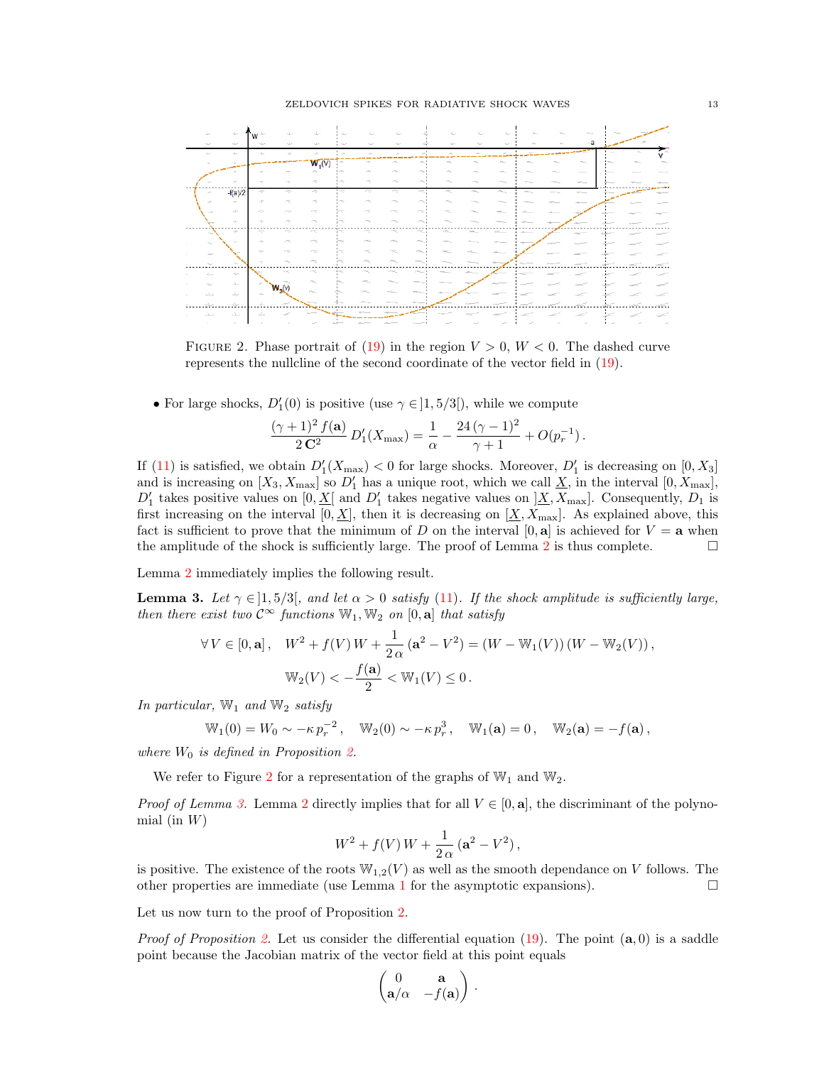FIGURE 2. Phase portrait of (19) in the region $V > 0$, $W < 0$. The dashed curve represents the nullcline of the second coordinate of the vector field in (19).

- For large shocks, $D_1'(0)$ is positive (use $\gamma \in ]1, 5/3[$), while we compute

$$\frac{(\gamma+1)^2 \, f(\mathbf{a})}{2\,\mathbf{C}^2} \, D_1'(X_{\max}) = \frac{1}{\alpha} - \frac{24\,(\gamma-1)^2}{\gamma+1} + O(p_r^{-1}) \,.$$

If (11) is satisfied, we obtain $D_1'(X_{\max}) < 0$ for large shocks. Moreover, $D_1'$ is decreasing on $[0, X_3]$ and is increasing on $[X_3, X_{\max}]$ so $D_1'$ has a unique root, which we call $\underline{X}$, in the interval $[0, X_{\max}]$, $D_1'$ takes positive values on $[0, \underline{X}[$ and $D_1'$ takes negative values on $]\underline{X}, X_{\max}]$. Consequently, $D_1$ is first increasing on the interval $[0, \underline{X}]$, then it is decreasing on $[\underline{X}, X_{\max}]$. As explained above, this fact is sufficient to prove that the minimum of $D$ on the interval $[0, \mathbf{a}]$ is achieved for $V = \mathbf{a}$ when the amplitude of the shock is sufficiently large. The proof of Lemma 2 is thus complete. $\square$

Lemma 2 immediately implies the following result.

**Lemma 3.** *Let $\gamma \in ]1, 5/3[$, and let $\alpha > 0$ satisfy (11). If the shock amplitude is sufficiently large, then there exist two $\mathcal{C}^\infty$ functions $\mathbb{W}_1, \mathbb{W}_2$ on $[0, \mathbf{a}]$ that satisfy*

$$\forall\, V \in [0, \mathbf{a}] \,, \quad W^2 + f(V)\, W + \frac{1}{2\,\alpha}\,(\mathbf{a}^2 - V^2) = (W - \mathbb{W}_1(V))\,(W - \mathbb{W}_2(V)) \,,$$

$$\mathbb{W}_2(V) < -\frac{f(\mathbf{a})}{2} < \mathbb{W}_1(V) \le 0 \,.$$

*In particular, $\mathbb{W}_1$ and $\mathbb{W}_2$ satisfy*

$$\mathbb{W}_1(0) = W_0 \sim -\kappa\, p_r^{-2} \,, \quad \mathbb{W}_2(0) \sim -\kappa\, p_r^3 \,, \quad \mathbb{W}_1(\mathbf{a}) = 0 \,, \quad \mathbb{W}_2(\mathbf{a}) = -f(\mathbf{a}) \,,$$

*where $W_0$ is defined in Proposition 2.*

We refer to Figure 2 for a representation of the graphs of $\mathbb{W}_1$ and $\mathbb{W}_2$.

*Proof of Lemma 3.* Lemma 2 directly implies that for all $V \in [0, \mathbf{a}]$, the discriminant of the polynomial (in $W$)

$$W^2 + f(V)\, W + \frac{1}{2\,\alpha}\,(\mathbf{a}^2 - V^2) \,,$$

is positive. The existence of the roots $\mathbb{W}_{1,2}(V)$ as well as the smooth dependance on $V$ follows. The other properties are immediate (use Lemma 1 for the asymptotic expansions). $\square$

Let us now turn to the proof of Proposition 2.

*Proof of Proposition 2.* Let us consider the differential equation (19). The point $(\mathbf{a}, 0)$ is a saddle point because the Jacobian matrix of the vector field at this point equals

$$\begin{pmatrix} 0 & \mathbf{a} \\ \mathbf{a}/\alpha & -f(\mathbf{a}) \end{pmatrix} \,.$$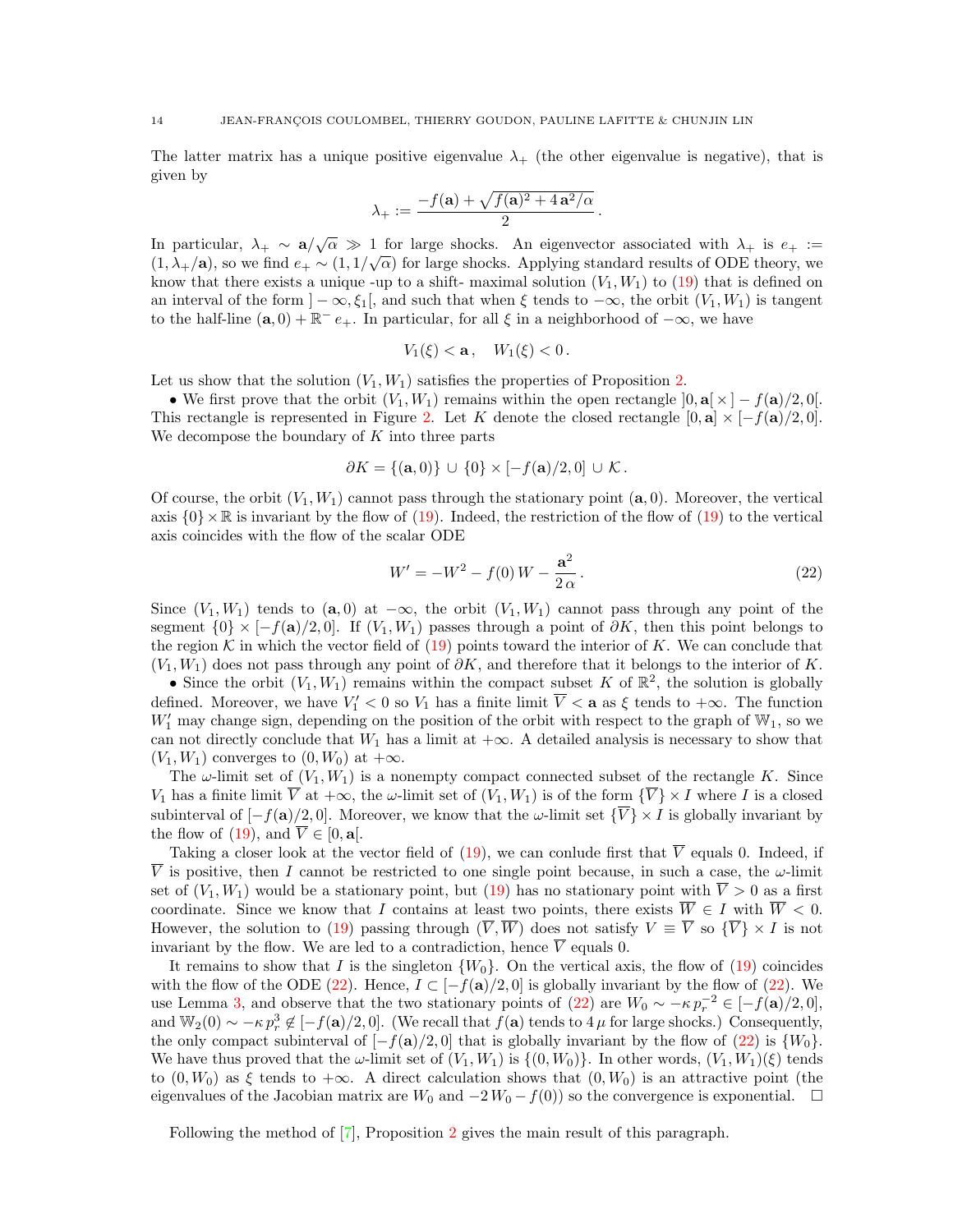The latter matrix has a unique positive eigenvalue $\lambda_+$ (the other eigenvalue is negative), that is given by

$$\lambda_+ := \frac{-f(\mathbf{a}) + \sqrt{f(\mathbf{a})^2 + 4\,\mathbf{a}^2/\alpha}}{2}\,.$$

In particular, $\lambda_+ \sim \mathbf{a}/\sqrt{\alpha} \gg 1$ for large shocks. An eigenvector associated with $\lambda_+$ is $e_+ := (1, \lambda_+/\mathbf{a})$, so we find $e_+ \sim (1, 1/\sqrt{\alpha})$ for large shocks. Applying standard results of ODE theory, we know that there exists a unique -up to a shift- maximal solution $(V_1, W_1)$ to (19) that is defined on an interval of the form $]-\infty, \xi_1[$, and such that when $\xi$ tends to $-\infty$, the orbit $(V_1, W_1)$ is tangent to the half-line $(\mathbf{a}, 0) + \mathbb{R}^-\, e_+$. In particular, for all $\xi$ in a neighborhood of $-\infty$, we have

$$V_1(\xi) < \mathbf{a}\,, \quad W_1(\xi) < 0\,.$$

Let us show that the solution $(V_1, W_1)$ satisfies the properties of Proposition 2.

• We first prove that the orbit $(V_1, W_1)$ remains within the open rectangle $]0, \mathbf{a}[ \times ]-f(\mathbf{a})/2, 0[$. This rectangle is represented in Figure 2. Let $K$ denote the closed rectangle $[0, \mathbf{a}] \times [-f(\mathbf{a})/2, 0]$. We decompose the boundary of $K$ into three parts

$$\partial K = \{(\mathbf{a}, 0)\} \cup \{0\} \times [-f(\mathbf{a})/2, 0] \cup \mathcal{K}\,.$$

Of course, the orbit $(V_1, W_1)$ cannot pass through the stationary point $(\mathbf{a}, 0)$. Moreover, the vertical axis $\{0\} \times \mathbb{R}$ is invariant by the flow of (19). Indeed, the restriction of the flow of (19) to the vertical axis coincides with the flow of the scalar ODE

$$W' = -W^2 - f(0)\, W - \frac{\mathbf{a}^2}{2\,\alpha}\,. \tag{22}$$

Since $(V_1, W_1)$ tends to $(\mathbf{a}, 0)$ at $-\infty$, the orbit $(V_1, W_1)$ cannot pass through any point of the segment $\{0\} \times [-f(\mathbf{a})/2, 0]$. If $(V_1, W_1)$ passes through a point of $\partial K$, then this point belongs to the region $\mathcal{K}$ in which the vector field of (19) points toward the interior of $K$. We can conclude that $(V_1, W_1)$ does not pass through any point of $\partial K$, and therefore that it belongs to the interior of $K$.

• Since the orbit $(V_1, W_1)$ remains within the compact subset $K$ of $\mathbb{R}^2$, the solution is globally defined. Moreover, we have $V_1' < 0$ so $V_1$ has a finite limit $\overline{V} < \mathbf{a}$ as $\xi$ tends to $+\infty$. The function $W_1'$ may change sign, depending on the position of the orbit with respect to the graph of $\mathbb{W}_1$, so we can not directly conclude that $W_1$ has a limit at $+\infty$. A detailed analysis is necessary to show that $(V_1, W_1)$ converges to $(0, W_0)$ at $+\infty$.

The $\omega$-limit set of $(V_1, W_1)$ is a nonempty compact connected subset of the rectangle $K$. Since $V_1$ has a finite limit $\overline{V}$ at $+\infty$, the $\omega$-limit set of $(V_1, W_1)$ is of the form $\{\overline{V}\} \times I$ where $I$ is a closed subinterval of $[-f(\mathbf{a})/2, 0]$. Moreover, we know that the $\omega$-limit set $\{\overline{V}\} \times I$ is globally invariant by the flow of (19), and $\overline{V} \in [0, \mathbf{a}[$.

Taking a closer look at the vector field of (19), we can conlude first that $\overline{V}$ equals 0. Indeed, if $\overline{V}$ is positive, then $I$ cannot be restricted to one single point because, in such a case, the $\omega$-limit set of $(V_1, W_1)$ would be a stationary point, but (19) has no stationary point with $\overline{V} > 0$ as a first coordinate. Since we know that $I$ contains at least two points, there exists $\overline{W} \in I$ with $\overline{W} < 0$. However, the solution to (19) passing through $(\overline{V}, \overline{W})$ does not satisfy $V \equiv \overline{V}$ so $\{\overline{V}\} \times I$ is not invariant by the flow. We are led to a contradiction, hence $\overline{V}$ equals 0.

It remains to show that $I$ is the singleton $\{W_0\}$. On the vertical axis, the flow of (19) coincides with the flow of the ODE (22). Hence, $I \subset [-f(\mathbf{a})/2, 0]$ is globally invariant by the flow of (22). We use Lemma 3, and observe that the two stationary points of (22) are $W_0 \sim -\kappa\, p_r^{-2} \in [-f(\mathbf{a})/2, 0]$, and $\mathbb{W}_2(0) \sim -\kappa\, p_r^3 \notin [-f(\mathbf{a})/2, 0]$. (We recall that $f(\mathbf{a})$ tends to $4\,\mu$ for large shocks.) Consequently, the only compact subinterval of $[-f(\mathbf{a})/2, 0]$ that is globally invariant by the flow of (22) is $\{W_0\}$. We have thus proved that the $\omega$-limit set of $(V_1, W_1)$ is $\{(0, W_0)\}$. In other words, $(V_1, W_1)(\xi)$ tends to $(0, W_0)$ as $\xi$ tends to $+\infty$. A direct calculation shows that $(0, W_0)$ is an attractive point (the eigenvalues of the Jacobian matrix are $W_0$ and $-2\,W_0 - f(0)$) so the convergence is exponential. $\square$

Following the method of [7], Proposition 2 gives the main result of this paragraph.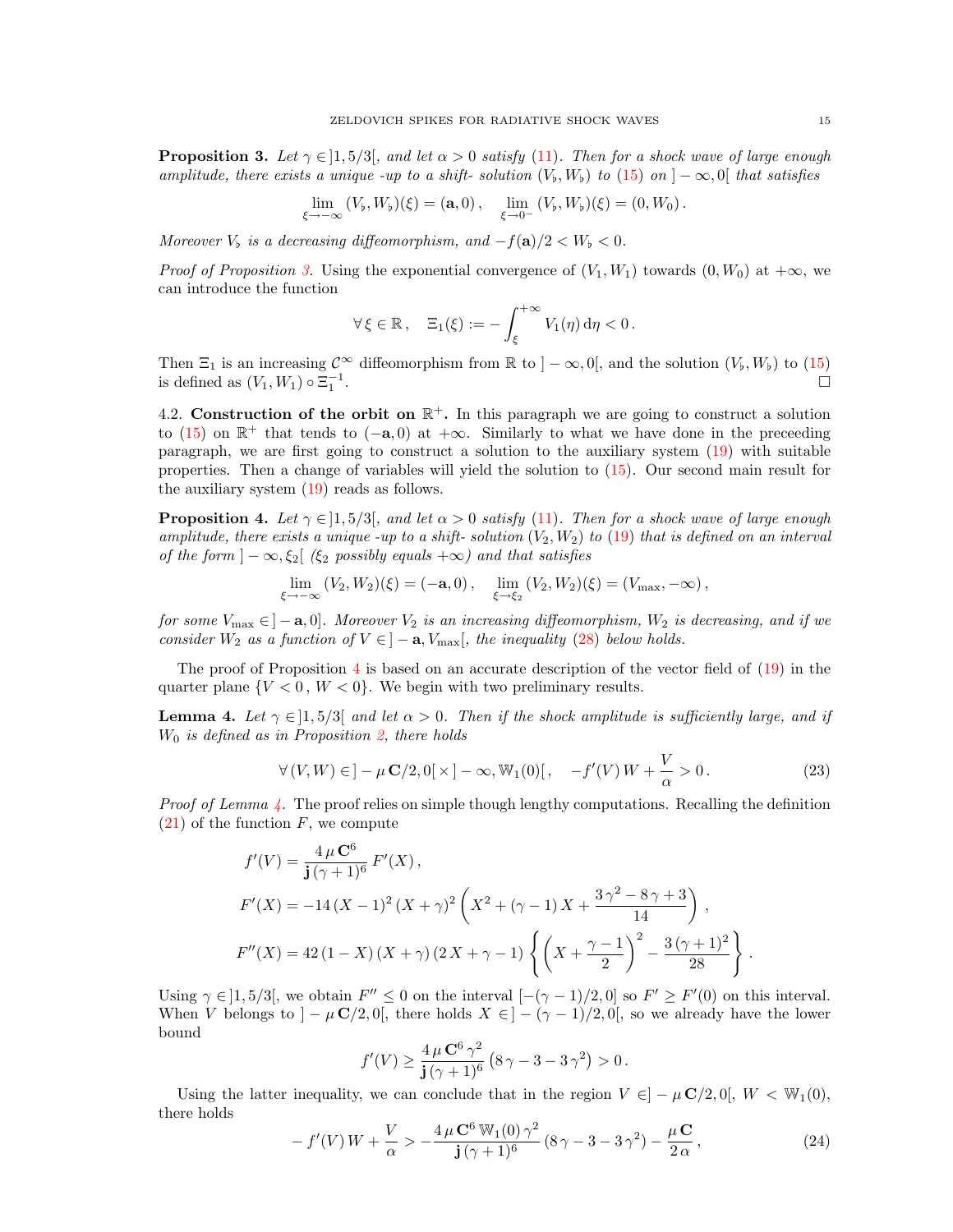**Proposition 3.** *Let $\gamma \in ]1, 5/3[$, and let $\alpha > 0$ satisfy (11). Then for a shock wave of large enough amplitude, there exists a unique -up to a shift- solution $(V_\flat, W_\flat)$ to (15) on $]-\infty, 0[$ that satisfies*

$$\lim_{\xi \to -\infty} (V_\flat, W_\flat)(\xi) = (\mathbf{a}, 0)\,, \quad \lim_{\xi \to 0^-} (V_\flat, W_\flat)(\xi) = (0, W_0)\,.$$

*Moreover $V_\flat$ is a decreasing diffeomorphism, and $-f(\mathbf{a})/2 < W_\flat < 0$.*

*Proof of Proposition 3.* Using the exponential convergence of $(V_1, W_1)$ towards $(0, W_0)$ at $+\infty$, we can introduce the function

$$\forall\, \xi \in \mathbb{R}\,, \quad \Xi_1(\xi) := -\int_\xi^{+\infty} V_1(\eta)\, \mathrm{d}\eta < 0\,.$$

Then $\Xi_1$ is an increasing $\mathcal{C}^\infty$ diffeomorphism from $\mathbb{R}$ to $]-\infty, 0[$, and the solution $(V_\flat, W_\flat)$ to (15) is defined as $(V_1, W_1) \circ \Xi_1^{-1}$. □

4.2. **Construction of the orbit on $\mathbb{R}^+$.** In this paragraph we are going to construct a solution to (15) on $\mathbb{R}^+$ that tends to $(-\mathbf{a}, 0)$ at $+\infty$. Similarly to what we have done in the preceeding paragraph, we are first going to construct a solution to the auxiliary system (19) with suitable properties. Then a change of variables will yield the solution to (15). Our second main result for the auxiliary system (19) reads as follows.

**Proposition 4.** *Let $\gamma \in ]1, 5/3[$, and let $\alpha > 0$ satisfy (11). Then for a shock wave of large enough amplitude, there exists a unique -up to a shift- solution $(V_2, W_2)$ to (19) that is defined on an interval of the form $]-\infty, \xi_2[$ ($\xi_2$ possibly equals $+\infty$) and that satisfies*

$$\lim_{\xi \to -\infty} (V_2, W_2)(\xi) = (-\mathbf{a}, 0)\,, \quad \lim_{\xi \to \xi_2} (V_2, W_2)(\xi) = (V_{\max}, -\infty)\,,$$

*for some $V_{\max} \in ]-\mathbf{a}, 0]$. Moreover $V_2$ is an increasing diffeomorphism, $W_2$ is decreasing, and if we consider $W_2$ as a function of $V \in ]-\mathbf{a}, V_{\max}[$, the inequality (28) below holds.*

The proof of Proposition 4 is based on an accurate description of the vector field of (19) in the quarter plane $\{V < 0\,, \, W < 0\}$. We begin with two preliminary results.

**Lemma 4.** *Let $\gamma \in ]1, 5/3[$ and let $\alpha > 0$. Then if the shock amplitude is sufficiently large, and if $W_0$ is defined as in Proposition 2, there holds*

$$\forall\, (V, W) \in ]-\mu\, \mathbf{C}/2, 0[ \times ]-\infty, \mathbb{W}_1(0)[\,, \quad -f'(V)\, W + \frac{V}{\alpha} > 0\,. \tag{23}$$

*Proof of Lemma 4.* The proof relies on simple though lengthy computations. Recalling the definition (21) of the function $F$, we compute

$$\begin{aligned}
f'(V) &= \frac{4\,\mu\, \mathbf{C}^6}{\mathbf{j}\,(\gamma+1)^6}\, F'(X)\,, \\
F'(X) &= -14\,(X-1)^2\,(X+\gamma)^2 \left( X^2 + (\gamma-1)\,X + \frac{3\,\gamma^2 - 8\,\gamma + 3}{14} \right), \\
F''(X) &= 42\,(1-X)\,(X+\gamma)\,(2\,X + \gamma - 1) \left\{ \left( X + \frac{\gamma-1}{2} \right)^2 - \frac{3\,(\gamma+1)^2}{28} \right\}.
\end{aligned}$$

Using $\gamma \in ]1, 5/3[$, we obtain $F'' \le 0$ on the interval $[-(\gamma-1)/2, 0]$ so $F' \ge F'(0)$ on this interval. When $V$ belongs to $]-\mu\, \mathbf{C}/2, 0[$, there holds $X \in ]-(\gamma-1)/2, 0[$, so we already have the lower bound

$$f'(V) \ge \frac{4\,\mu\, \mathbf{C}^6\, \gamma^2}{\mathbf{j}\,(\gamma+1)^6}\, (8\,\gamma - 3 - 3\,\gamma^2) > 0\,.$$

Using the latter inequality, we can conclude that in the region $V \in ]-\mu\, \mathbf{C}/2, 0[$, $W < \mathbb{W}_1(0)$, there holds

$$-f'(V)\, W + \frac{V}{\alpha} > -\frac{4\,\mu\, \mathbf{C}^6\, \mathbb{W}_1(0)\, \gamma^2}{\mathbf{j}\,(\gamma+1)^6}\, (8\,\gamma - 3 - 3\,\gamma^2) - \frac{\mu\, \mathbf{C}}{2\,\alpha}\,, \tag{24}$$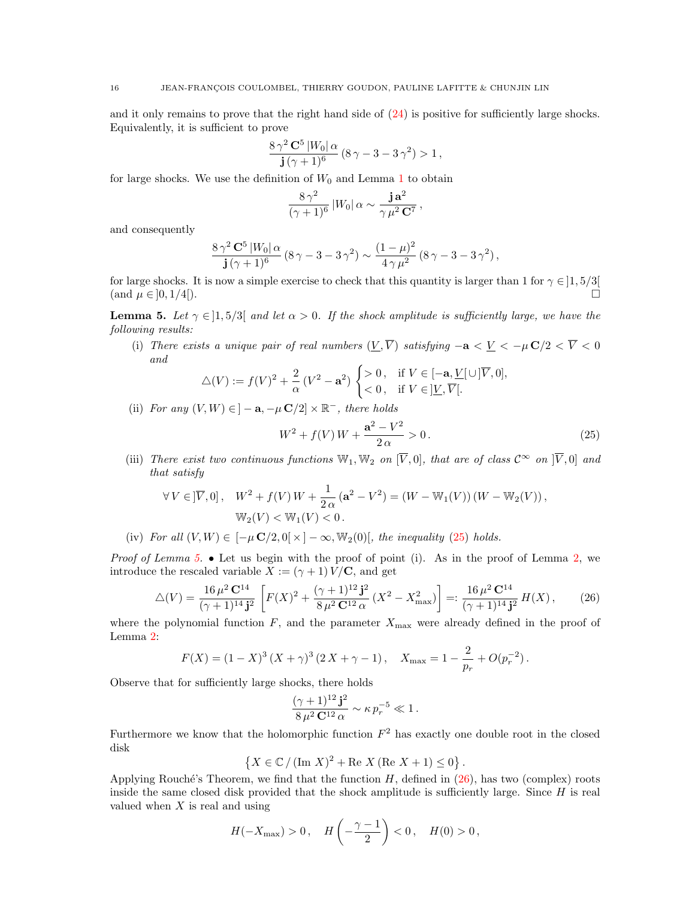and it only remains to prove that the right hand side of (24) is positive for sufficiently large shocks. Equivalently, it is sufficient to prove

$$\frac{8\,\gamma^2\,\mathbf{C}^5\,|W_0|\,\alpha}{\mathbf{j}\,(\gamma+1)^6}\,(8\,\gamma-3-3\,\gamma^2)>1\,,$$

for large shocks. We use the definition of $W_0$ and Lemma 1 to obtain

$$\frac{8\,\gamma^2}{(\gamma+1)^6}\,|W_0|\,\alpha\sim\frac{\mathbf{j}\,\mathbf{a}^2}{\gamma\,\mu^2\,\mathbf{C}^7}\,,$$

and consequently

$$\frac{8\,\gamma^2\,\mathbf{C}^5\,|W_0|\,\alpha}{\mathbf{j}\,(\gamma+1)^6}\,(8\,\gamma-3-3\,\gamma^2)\sim\frac{(1-\mu)^2}{4\,\gamma\,\mu^2}\,(8\,\gamma-3-3\,\gamma^2)\,,$$

for large shocks. It is now a simple exercise to check that this quantity is larger than 1 for $\gamma\in]1,5/3[$ (and $\mu\in]0,1/4[$). $\square$

**Lemma 5.** *Let $\gamma\in]1,5/3[$ and let $\alpha>0$. If the shock amplitude is sufficiently large, we have the following results:*

(i) *There exists a unique pair of real numbers $(\underline{V},\overline{V})$ satisfying $-\mathbf{a}<\underline{V}<-\mu\,\mathbf{C}/2<\overline{V}<0$ and*

$$\triangle(V):=f(V)^2+\frac{2}{\alpha}\,(V^2-\mathbf{a}^2)\begin{cases}>0\,, & \text{if } V\in[-\mathbf{a},\underline{V}[\cup]\overline{V},0],\\ <0\,, & \text{if } V\in]\underline{V},\overline{V}[.\end{cases}$$

(ii) *For any $(V,W)\in]-\mathbf{a},-\mu\,\mathbf{C}/2]\times\mathbb{R}^-$, there holds*

$$W^2+f(V)\,W+\frac{\mathbf{a}^2-V^2}{2\,\alpha}>0\,. \tag{25}$$

(iii) *There exist two continuous functions $\mathbb{W}_1,\mathbb{W}_2$ on $[\overline{V},0]$, that are of class $\mathcal{C}^\infty$ on $]\overline{V},0]$ and that satisfy*

$$\forall\,V\in]\overline{V},0]\,,\quad W^2+f(V)\,W+\frac{1}{2\,\alpha}\,(\mathbf{a}^2-V^2)=(W-\mathbb{W}_1(V))\,(W-\mathbb{W}_2(V))\,,$$
$$\mathbb{W}_2(V)<\mathbb{W}_1(V)<0\,.$$

(iv) *For all $(V,W)\in[-\mu\,\mathbf{C}/2,0[\,\times\,]-\infty,\mathbb{W}_2(0)[$, the inequality (25) holds.*

*Proof of Lemma 5.* • Let us begin with the proof of point (i). As in the proof of Lemma 2, we introduce the rescaled variable $X:=(\gamma+1)\,V/\mathbf{C}$, and get

$$\triangle(V)=\frac{16\,\mu^2\,\mathbf{C}^{14}}{(\gamma+1)^{14}\,\mathbf{j}^2}\left[F(X)^2+\frac{(\gamma+1)^{12}\,\mathbf{j}^2}{8\,\mu^2\,\mathbf{C}^{12}\,\alpha}\,(X^2-X_{\max}^2)\right]=:\frac{16\,\mu^2\,\mathbf{C}^{14}}{(\gamma+1)^{14}\,\mathbf{j}^2}\,H(X)\,, \tag{26}$$

where the polynomial function $F$, and the parameter $X_{\max}$ were already defined in the proof of Lemma 2:

$$F(X)=(1-X)^3\,(X+\gamma)^3\,(2\,X+\gamma-1)\,,\quad X_{\max}=1-\frac{2}{p_r}+O(p_r^{-2})\,.$$

Observe that for sufficiently large shocks, there holds

$$\frac{(\gamma+1)^{12}\,\mathbf{j}^2}{8\,\mu^2\,\mathbf{C}^{12}\,\alpha}\sim\kappa\,p_r^{-5}\ll 1\,.$$

Furthermore we know that the holomorphic function $F^2$ has exactly one double root in the closed disk

$$\left\{X\in\mathbb{C}\,/\,(\text{Im }X)^2+\text{Re }X\,(\text{Re }X+1)\leq 0\right\}.$$

Applying Rouché's Theorem, we find that the function $H$, defined in (26), has two (complex) roots inside the same closed disk provided that the shock amplitude is sufficiently large. Since $H$ is real valued when $X$ is real and using

$$H(-X_{\max})>0\,,\quad H\left(-\frac{\gamma-1}{2}\right)<0\,,\quad H(0)>0\,,$$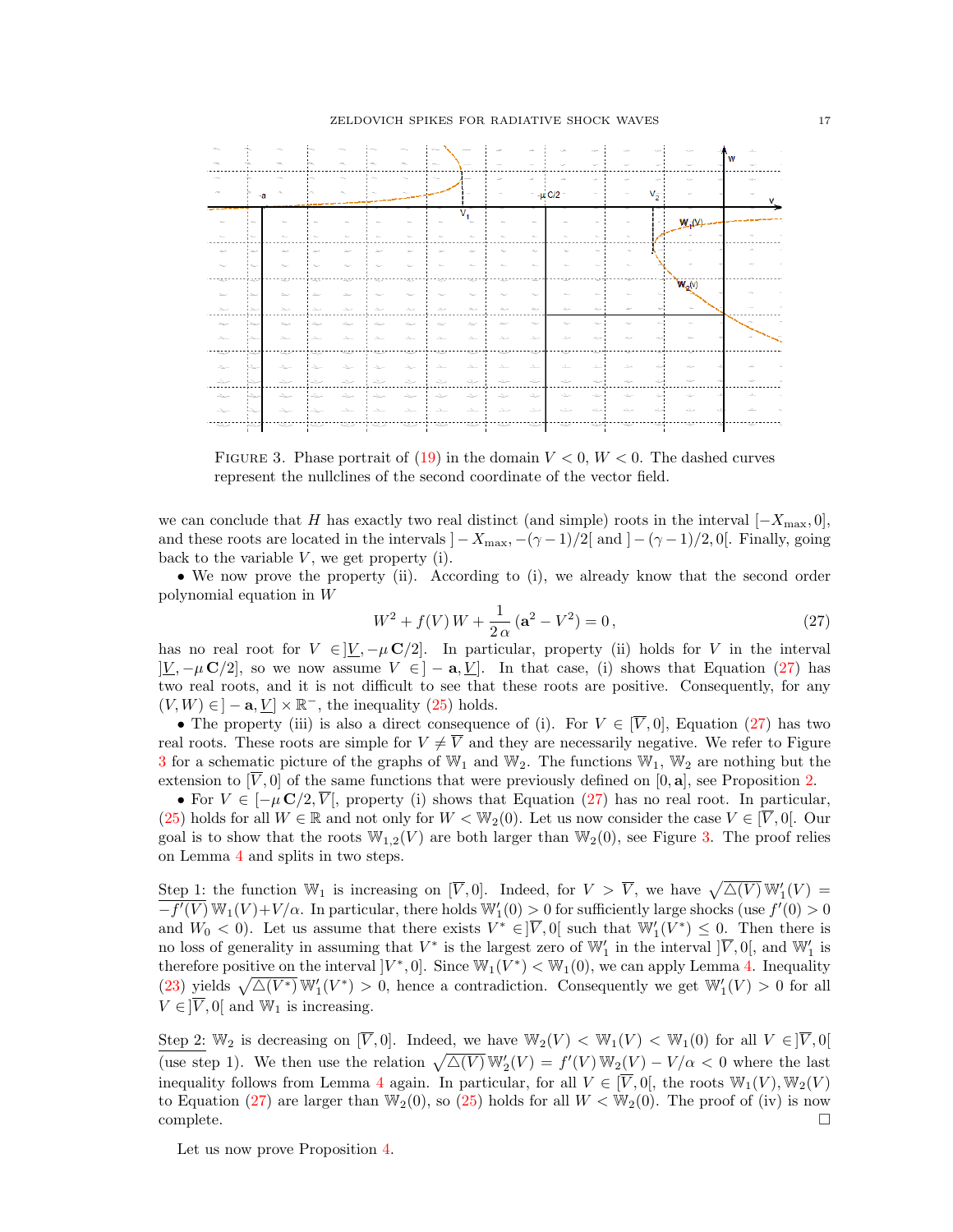FIGURE 3. Phase portrait of (19) in the domain $V < 0$, $W < 0$. The dashed curves represent the nullclines of the second coordinate of the vector field.

we can conclude that $H$ has exactly two real distinct (and simple) roots in the interval $[-X_{\max}, 0]$, and these roots are located in the intervals $]-X_{\max}, -(\gamma-1)/2[$ and $]-(\gamma-1)/2, 0[$. Finally, going back to the variable $V$, we get property (i).

• We now prove the property (ii). According to (i), we already know that the second order polynomial equation in $W$

$$W^2 + f(V)\,W + \frac{1}{2\,\alpha}\,(\mathbf{a}^2 - V^2) = 0\,, \tag{27}$$

has no real root for $V \in ]\underline{V}, -\mu\,\mathbf{C}/2]$. In particular, property (ii) holds for $V$ in the interval $]\underline{V}, -\mu\,\mathbf{C}/2]$, so we now assume $V \in ]-\mathbf{a}, \underline{V}]$. In that case, (i) shows that Equation (27) has two real roots, and it is not difficult to see that these roots are positive. Consequently, for any $(V, W) \in ]-\mathbf{a}, \underline{V}] \times \mathbb{R}^-$, the inequality (25) holds.

• The property (iii) is also a direct consequence of (i). For $V \in [\overline{V}, 0]$, Equation (27) has two real roots. These roots are simple for $V \neq \overline{V}$ and they are necessarily negative. We refer to Figure 3 for a schematic picture of the graphs of $\mathbb{W}_1$ and $\mathbb{W}_2$. The functions $\mathbb{W}_1$, $\mathbb{W}_2$ are nothing but the extension to $[\overline{V}, 0]$ of the same functions that were previously defined on $[0, \mathbf{a}]$, see Proposition 2.

• For $V \in [-\mu\,\mathbf{C}/2, \overline{V}[$, property (i) shows that Equation (27) has no real root. In particular, (25) holds for all $W \in \mathbb{R}$ and not only for $W < \mathbb{W}_2(0)$. Let us now consider the case $V \in [\overline{V}, 0[$. Our goal is to show that the roots $\mathbb{W}_{1,2}(V)$ are both larger than $\mathbb{W}_2(0)$, see Figure 3. The proof relies on Lemma 4 and splits in two steps.

Step 1: the function $\mathbb{W}_1$ is increasing on $[\overline{V}, 0]$. Indeed, for $V > \overline{V}$, we have $\sqrt{\triangle(V)}\,\mathbb{W}_1'(V) = -f'(V)\,\mathbb{W}_1(V) + V/\alpha$. In particular, there holds $\mathbb{W}_1'(0) > 0$ for sufficiently large shocks (use $f'(0) > 0$ and $W_0 < 0$). Let us assume that there exists $V^* \in ]\overline{V}, 0[$ such that $\mathbb{W}_1'(V^*) \leq 0$. Then there is no loss of generality in assuming that $V^*$ is the largest zero of $\mathbb{W}_1'$ in the interval $]\overline{V}, 0[$, and $\mathbb{W}_1'$ is therefore positive on the interval $]V^*, 0]$. Since $\mathbb{W}_1(V^*) < \mathbb{W}_1(0)$, we can apply Lemma 4. Inequality (23) yields $\sqrt{\triangle(V^*)}\,\mathbb{W}_1'(V^*) > 0$, hence a contradiction. Consequently we get $\mathbb{W}_1'(V) > 0$ for all $V \in ]\overline{V}, 0[$ and $\mathbb{W}_1$ is increasing.

Step 2: $\mathbb{W}_2$ is decreasing on $[\overline{V}, 0]$. Indeed, we have $\mathbb{W}_2(V) < \mathbb{W}_1(V) < \mathbb{W}_1(0)$ for all $V \in ]\overline{V}, 0[$ (use step 1). We then use the relation $\sqrt{\triangle(V)}\,\mathbb{W}_2'(V) = f'(V)\,\mathbb{W}_2(V) - V/\alpha < 0$ where the last inequality follows from Lemma 4 again. In particular, for all $V \in [\overline{V}, 0[$, the roots $\mathbb{W}_1(V), \mathbb{W}_2(V)$ to Equation (27) are larger than $\mathbb{W}_2(0)$, so (25) holds for all $W < \mathbb{W}_2(0)$. The proof of (iv) is now complete. $\square$

Let us now prove Proposition 4.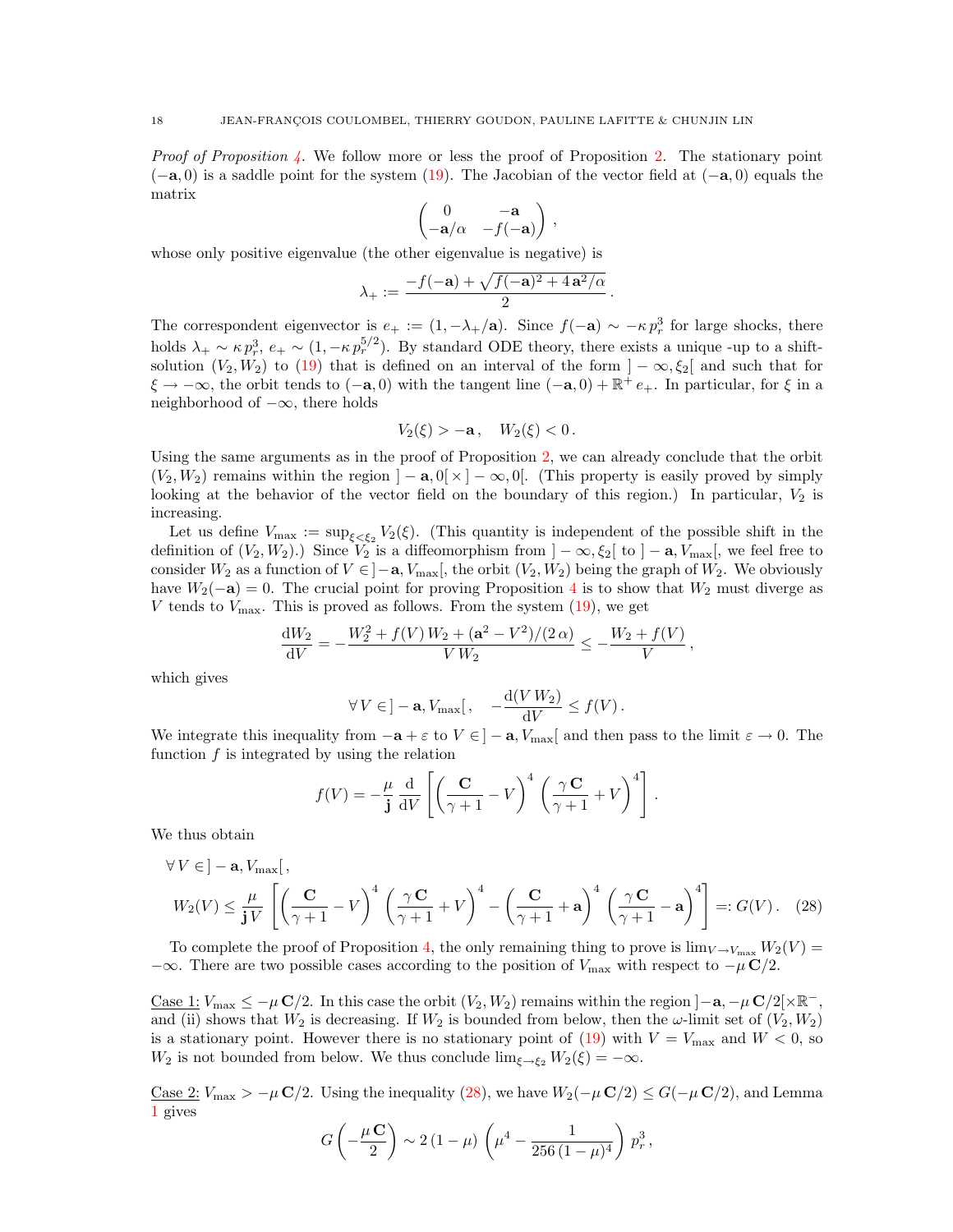*Proof of Proposition 4.* We follow more or less the proof of Proposition 2. The stationary point $(-\mathbf{a}, 0)$ is a saddle point for the system (19). The Jacobian of the vector field at $(-\mathbf{a}, 0)$ equals the matrix

$$\begin{pmatrix} 0 & -\mathbf{a} \\ -\mathbf{a}/\alpha & -f(-\mathbf{a}) \end{pmatrix},$$

whose only positive eigenvalue (the other eigenvalue is negative) is

$$\lambda_+ := \frac{-f(-\mathbf{a}) + \sqrt{f(-\mathbf{a})^2 + 4\,\mathbf{a}^2/\alpha}}{2}.$$

The correspondent eigenvector is $e_+ := (1, -\lambda_+/\mathbf{a})$. Since $f(-\mathbf{a}) \sim -\kappa\, p_r^3$ for large shocks, there holds $\lambda_+ \sim \kappa\, p_r^3$, $e_+ \sim (1, -\kappa\, p_r^{5/2})$. By standard ODE theory, there exists a unique -up to a shift-solution $(V_2, W_2)$ to (19) that is defined on an interval of the form $]-\infty, \xi_2[$ and such that for $\xi \to -\infty$, the orbit tends to $(-\mathbf{a}, 0)$ with the tangent line $(-\mathbf{a}, 0) + \mathbb{R}^+ e_+$. In particular, for $\xi$ in a neighborhood of $-\infty$, there holds

$$V_2(\xi) > -\mathbf{a}, \quad W_2(\xi) < 0.$$

Using the same arguments as in the proof of Proposition 2, we can already conclude that the orbit $(V_2, W_2)$ remains within the region $]-\mathbf{a}, 0[\times]-\infty, 0[$. (This property is easily proved by simply looking at the behavior of the vector field on the boundary of this region.) In particular, $V_2$ is increasing.

Let us define $V_{\max} := \sup_{\xi<\xi_2} V_2(\xi)$. (This quantity is independent of the possible shift in the definition of $(V_2, W_2)$.) Since $V_2$ is a diffeomorphism from $]-\infty, \xi_2[$ to $]-\mathbf{a}, V_{\max}[$, we feel free to consider $W_2$ as a function of $V \in ]-\mathbf{a}, V_{\max}[$, the orbit $(V_2, W_2)$ being the graph of $W_2$. We obviously have $W_2(-\mathbf{a}) = 0$. The crucial point for proving Proposition 4 is to show that $W_2$ must diverge as $V$ tends to $V_{\max}$. This is proved as follows. From the system (19), we get

$$\frac{\mathrm{d}W_2}{\mathrm{d}V} = -\frac{W_2^2 + f(V)\,W_2 + (\mathbf{a}^2 - V^2)/(2\,\alpha)}{V\,W_2} \le -\frac{W_2 + f(V)}{V},$$

which gives

$$\forall\, V \in ]-\mathbf{a}, V_{\max}[\,, \quad -\frac{\mathrm{d}(V\,W_2)}{\mathrm{d}V} \le f(V).$$

We integrate this inequality from $-\mathbf{a} + \varepsilon$ to $V \in ]-\mathbf{a}, V_{\max}[$ and then pass to the limit $\varepsilon \to 0$. The function $f$ is integrated by using the relation

$$f(V) = -\frac{\mu}{\mathbf{j}}\,\frac{\mathrm{d}}{\mathrm{d}V}\left[\left(\frac{\mathbf{C}}{\gamma+1} - V\right)^4 \left(\frac{\gamma\,\mathbf{C}}{\gamma+1} + V\right)^4\right].$$

We thus obtain

$$\forall\, V \in ]-\mathbf{a}, V_{\max}[\,,$$
$$W_2(V) \le \frac{\mu}{\mathbf{j}\,V}\left[\left(\frac{\mathbf{C}}{\gamma+1} - V\right)^4 \left(\frac{\gamma\,\mathbf{C}}{\gamma+1} + V\right)^4 - \left(\frac{\mathbf{C}}{\gamma+1} + \mathbf{a}\right)^4 \left(\frac{\gamma\,\mathbf{C}}{\gamma+1} - \mathbf{a}\right)^4\right] =: G(V). \quad (28)$$

To complete the proof of Proposition 4, the only remaining thing to prove is $\lim_{V\to V_{\max}} W_2(V) = -\infty$. There are two possible cases according to the position of $V_{\max}$ with respect to $-\mu\,\mathbf{C}/2$.

Case 1: $V_{\max} \le -\mu\,\mathbf{C}/2$. In this case the orbit $(V_2, W_2)$ remains within the region $]-\mathbf{a}, -\mu\,\mathbf{C}/2[\times\mathbb{R}^-$, and (ii) shows that $W_2$ is decreasing. If $W_2$ is bounded from below, then the $\omega$-limit set of $(V_2, W_2)$ is a stationary point. However there is no stationary point of (19) with $V = V_{\max}$ and $W < 0$, so $W_2$ is not bounded from below. We thus conclude $\lim_{\xi\to\xi_2} W_2(\xi) = -\infty$.

Case 2: $V_{\max} > -\mu\,\mathbf{C}/2$. Using the inequality (28), we have $W_2(-\mu\,\mathbf{C}/2) \le G(-\mu\,\mathbf{C}/2)$, and Lemma 1 gives

$$G\left(-\frac{\mu\,\mathbf{C}}{2}\right) \sim 2\,(1-\mu)\,\left(\mu^4 - \frac{1}{256\,(1-\mu)^4}\right)\,p_r^3,$$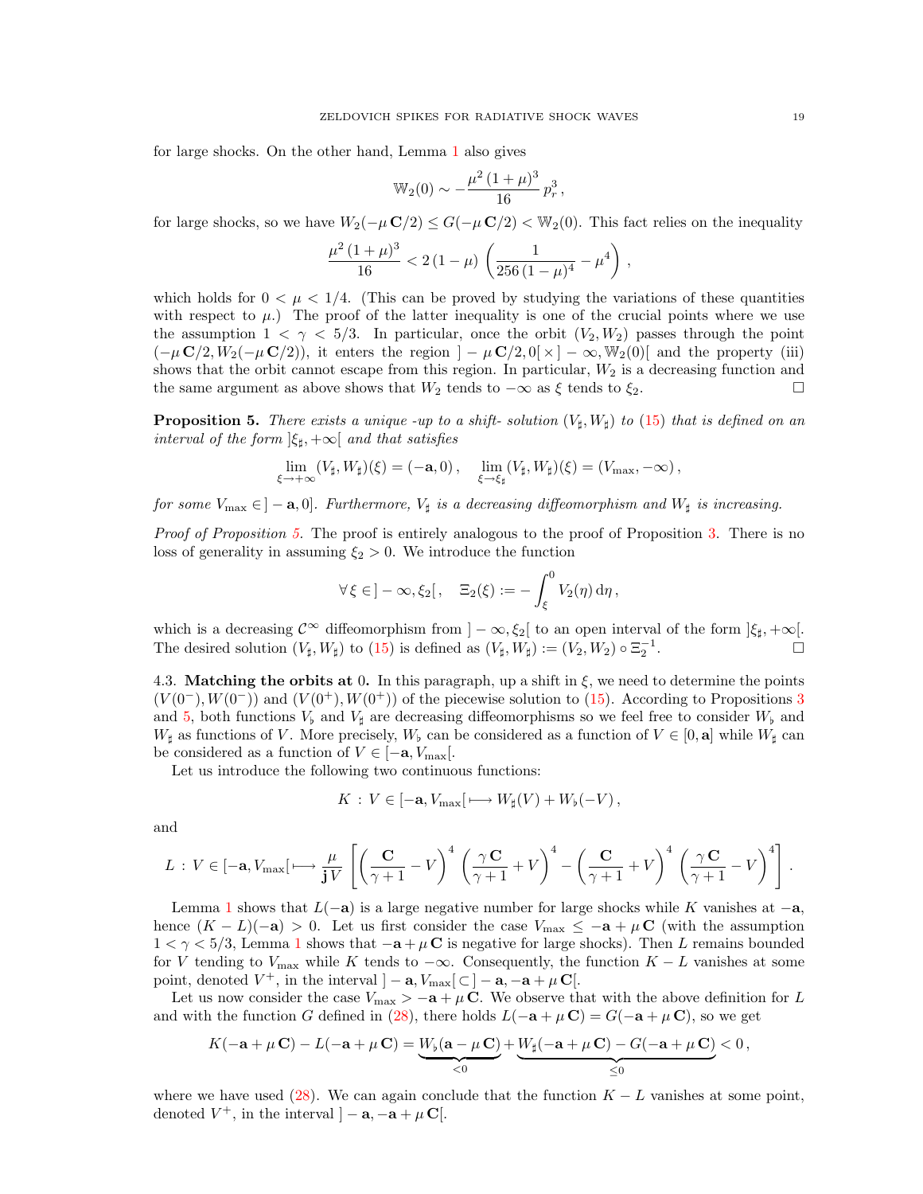for large shocks. On the other hand, Lemma 1 also gives

$$\mathbb{W}_2(0) \sim -\frac{\mu^2\,(1+\mu)^3}{16}\,p_r^3\,,$$

for large shocks, so we have $W_2(-\mu\,\mathbf{C}/2) \le G(-\mu\,\mathbf{C}/2) < \mathbb{W}_2(0)$. This fact relies on the inequality

$$\frac{\mu^2\,(1+\mu)^3}{16} < 2\,(1-\mu)\,\left(\frac{1}{256\,(1-\mu)^4} - \mu^4\right)\,,$$

which holds for $0 < \mu < 1/4$. (This can be proved by studying the variations of these quantities with respect to $\mu$.) The proof of the latter inequality is one of the crucial points where we use the assumption $1 < \gamma < 5/3$. In particular, once the orbit $(V_2, W_2)$ passes through the point $(-\mu\,\mathbf{C}/2, W_2(-\mu\,\mathbf{C}/2))$, it enters the region $]-\mu\,\mathbf{C}/2, 0[\,\times\,]-\infty, \mathbb{W}_2(0)[$ and the property (iii) shows that the orbit cannot escape from this region. In particular, $W_2$ is a decreasing function and the same argument as above shows that $W_2$ tends to $-\infty$ as $\xi$ tends to $\xi_2$. □

**Proposition 5.** *There exists a unique -up to a shift- solution $(V_\sharp, W_\sharp)$ to (15) that is defined on an interval of the form $]\xi_\sharp, +\infty[$ and that satisfies*

$$\lim_{\xi\to+\infty}(V_\sharp, W_\sharp)(\xi) = (-\mathbf{a}, 0)\,, \quad \lim_{\xi\to\xi_\sharp}(V_\sharp, W_\sharp)(\xi) = (V_{\max}, -\infty)\,,$$

*for some $V_{\max} \in\, ]-\mathbf{a}, 0]$. Furthermore, $V_\sharp$ is a decreasing diffeomorphism and $W_\sharp$ is increasing.*

*Proof of Proposition 5.* The proof is entirely analogous to the proof of Proposition 3. There is no loss of generality in assuming $\xi_2 > 0$. We introduce the function

$$\forall\,\xi \in\, ]-\infty, \xi_2[\,, \quad \Xi_2(\xi) := -\int_\xi^0 V_2(\eta)\,\mathrm{d}\eta\,,$$

which is a decreasing $\mathcal{C}^\infty$ diffeomorphism from $]-\infty, \xi_2[$ to an open interval of the form $]\xi_\sharp, +\infty[$. The desired solution $(V_\sharp, W_\sharp)$ to (15) is defined as $(V_\sharp, W_\sharp) := (V_2, W_2) \circ \Xi_2^{-1}$. □

4.3. **Matching the orbits at 0.** In this paragraph, up a shift in $\xi$, we need to determine the points $(V(0^-), W(0^-))$ and $(V(0^+), W(0^+))$ of the piecewise solution to (15). According to Propositions 3 and 5, both functions $V_\flat$ and $V_\sharp$ are decreasing diffeomorphisms so we feel free to consider $W_\flat$ and $W_\sharp$ as functions of $V$. More precisely, $W_\flat$ can be considered as a function of $V \in [0, \mathbf{a}]$ while $W_\sharp$ can be considered as a function of $V \in [-\mathbf{a}, V_{\max}[$.

Let us introduce the following two continuous functions:

$$K\,:\,V \in [-\mathbf{a}, V_{\max}[\,\longmapsto W_\sharp(V) + W_\flat(-V)\,,$$

and

$$L\,:\,V \in [-\mathbf{a}, V_{\max}[\,\longmapsto \frac{\mu}{\mathbf{j}\,V}\,\left[\left(\frac{\mathbf{C}}{\gamma+1} - V\right)^4\,\left(\frac{\gamma\,\mathbf{C}}{\gamma+1} + V\right)^4 - \left(\frac{\mathbf{C}}{\gamma+1} + V\right)^4\,\left(\frac{\gamma\,\mathbf{C}}{\gamma+1} - V\right)^4\right]\,.$$

Lemma 1 shows that $L(-\mathbf{a})$ is a large negative number for large shocks while $K$ vanishes at $-\mathbf{a}$, hence $(K-L)(-\mathbf{a}) > 0$. Let us first consider the case $V_{\max} \le -\mathbf{a} + \mu\,\mathbf{C}$ (with the assumption $1 < \gamma < 5/3$, Lemma 1 shows that $-\mathbf{a} + \mu\,\mathbf{C}$ is negative for large shocks). Then $L$ remains bounded for $V$ tending to $V_{\max}$ while $K$ tends to $-\infty$. Consequently, the function $K - L$ vanishes at some point, denoted $V^+$, in the interval $]-\mathbf{a}, V_{\max}[\,\subset\,]-\mathbf{a}, -\mathbf{a}+\mu\,\mathbf{C}[$.

Let us now consider the case $V_{\max} > -\mathbf{a} + \mu\,\mathbf{C}$. We observe that with the above definition for $L$ and with the function $G$ defined in (28), there holds $L(-\mathbf{a}+\mu\,\mathbf{C}) = G(-\mathbf{a}+\mu\,\mathbf{C})$, so we get

$$K(-\mathbf{a}+\mu\,\mathbf{C}) - L(-\mathbf{a}+\mu\,\mathbf{C}) = \underbrace{W_\flat(\mathbf{a}-\mu\,\mathbf{C})}_{<0} + \underbrace{W_\sharp(-\mathbf{a}+\mu\,\mathbf{C}) - G(-\mathbf{a}+\mu\,\mathbf{C})}_{\le 0} < 0\,,$$

where we have used (28). We can again conclude that the function $K - L$ vanishes at some point, denoted $V^+$, in the interval $]-\mathbf{a}, -\mathbf{a}+\mu\,\mathbf{C}[$.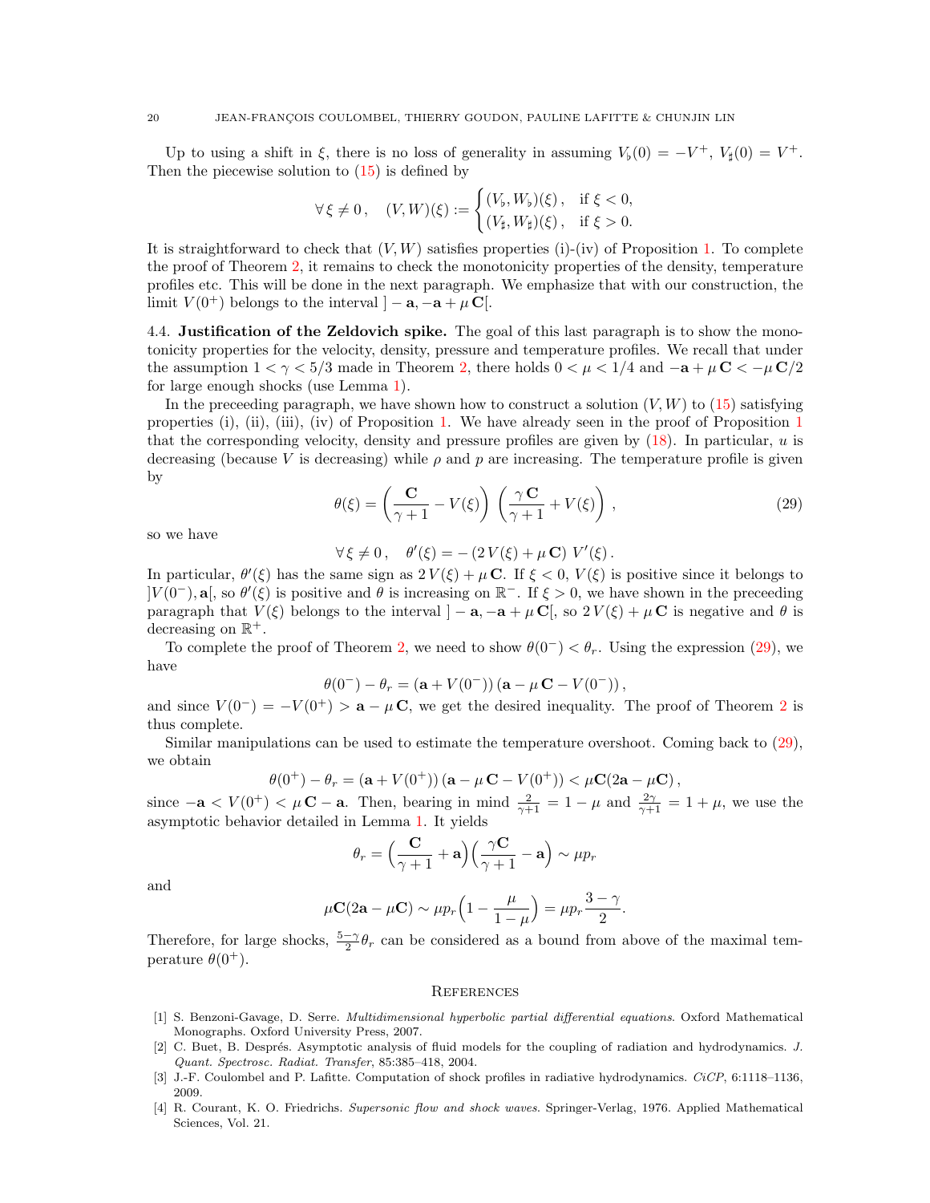Up to using a shift in $\xi$, there is no loss of generality in assuming $V_\flat(0) = -V^+$, $V_\sharp(0) = V^+$. Then the piecewise solution to (15) is defined by

$$\forall\, \xi \neq 0\,, \quad (V,W)(\xi) := \begin{cases} (V_\flat, W_\flat)(\xi)\,, & \text{if } \xi < 0, \\ (V_\sharp, W_\sharp)(\xi)\,, & \text{if } \xi > 0. \end{cases}$$

It is straightforward to check that $(V,W)$ satisfies properties (i)-(iv) of Proposition 1. To complete the proof of Theorem 2, it remains to check the monotonicity properties of the density, temperature profiles etc. This will be done in the next paragraph. We emphasize that with our construction, the limit $V(0^+)$ belongs to the interval $]-\mathbf{a}, -\mathbf{a}+\mu\,\mathbf{C}[$.

4.4. **Justification of the Zeldovich spike.** The goal of this last paragraph is to show the monotonicity properties for the velocity, density, pressure and temperature profiles. We recall that under the assumption $1 < \gamma < 5/3$ made in Theorem 2, there holds $0 < \mu < 1/4$ and $-\mathbf{a} + \mu\,\mathbf{C} < -\mu\,\mathbf{C}/2$ for large enough shocks (use Lemma 1).

In the preceeding paragraph, we have shown how to construct a solution $(V,W)$ to (15) satisfying properties (i), (ii), (iii), (iv) of Proposition 1. We have already seen in the proof of Proposition 1 that the corresponding velocity, density and pressure profiles are given by (18). In particular, $u$ is decreasing (because $V$ is decreasing) while $\rho$ and $p$ are increasing. The temperature profile is given by

$$\theta(\xi) = \left(\frac{\mathbf{C}}{\gamma+1} - V(\xi)\right)\,\left(\frac{\gamma\,\mathbf{C}}{\gamma+1} + V(\xi)\right)\,, \tag{29}$$

so we have

$$\forall\, \xi \neq 0\,, \quad \theta'(\xi) = -\,(2\,V(\xi) + \mu\,\mathbf{C})\;V'(\xi)\,.$$

In particular, $\theta'(\xi)$ has the same sign as $2\,V(\xi) + \mu\,\mathbf{C}$. If $\xi < 0$, $V(\xi)$ is positive since it belongs to $]V(0^-), \mathbf{a}[$, so $\theta'(\xi)$ is positive and $\theta$ is increasing on $\mathbb{R}^-$. If $\xi > 0$, we have shown in the preceeding paragraph that $V(\xi)$ belongs to the interval $]-\mathbf{a}, -\mathbf{a}+\mu\,\mathbf{C}[$, so $2\,V(\xi)+\mu\,\mathbf{C}$ is negative and $\theta$ is decreasing on $\mathbb{R}^+$.

To complete the proof of Theorem 2, we need to show $\theta(0^-) < \theta_r$. Using the expression (29), we have

$$\theta(0^-) - \theta_r = (\mathbf{a} + V(0^-))\,(\mathbf{a} - \mu\,\mathbf{C} - V(0^-))\,,$$

and since $V(0^-) = -V(0^+) > \mathbf{a} - \mu\,\mathbf{C}$, we get the desired inequality. The proof of Theorem 2 is thus complete.

Similar manipulations can be used to estimate the temperature overshoot. Coming back to (29), we obtain

$$\theta(0^+) - \theta_r = (\mathbf{a} + V(0^+))\,(\mathbf{a} - \mu\,\mathbf{C} - V(0^+)) < \mu\mathbf{C}(2\mathbf{a} - \mu\mathbf{C})\,,$$

since $-\mathbf{a} < V(0^+) < \mu\,\mathbf{C} - \mathbf{a}$. Then, bearing in mind $\frac{2}{\gamma+1} = 1-\mu$ and $\frac{2\gamma}{\gamma+1} = 1+\mu$, we use the asymptotic behavior detailed in Lemma 1. It yields

$$\theta_r = \Big(\frac{\mathbf{C}}{\gamma+1} + \mathbf{a}\Big)\Big(\frac{\gamma\mathbf{C}}{\gamma+1} - \mathbf{a}\Big) \sim \mu p_r$$

and

$$\mu\mathbf{C}(2\mathbf{a} - \mu\mathbf{C}) \sim \mu p_r\Big(1 - \frac{\mu}{1-\mu}\Big) = \mu p_r\frac{3-\gamma}{2}.$$

Therefore, for large shocks, $\frac{5-\gamma}{2}\theta_r$ can be considered as a bound from above of the maximal temperature $\theta(0^+)$.

## References

[1] S. Benzoni-Gavage, D. Serre. *Multidimensional hyperbolic partial differential equations*. Oxford Mathematical Monographs. Oxford University Press, 2007.

[2] C. Buet, B. Després. Asymptotic analysis of fluid models for the coupling of radiation and hydrodynamics. *J. Quant. Spectrosc. Radiat. Transfer*, 85:385–418, 2004.

[3] J.-F. Coulombel and P. Lafitte. Computation of shock profiles in radiative hydrodynamics. *CiCP*, 6:1118–1136, 2009.

[4] R. Courant, K. O. Friedrichs. *Supersonic flow and shock waves*. Springer-Verlag, 1976. Applied Mathematical Sciences, Vol. 21.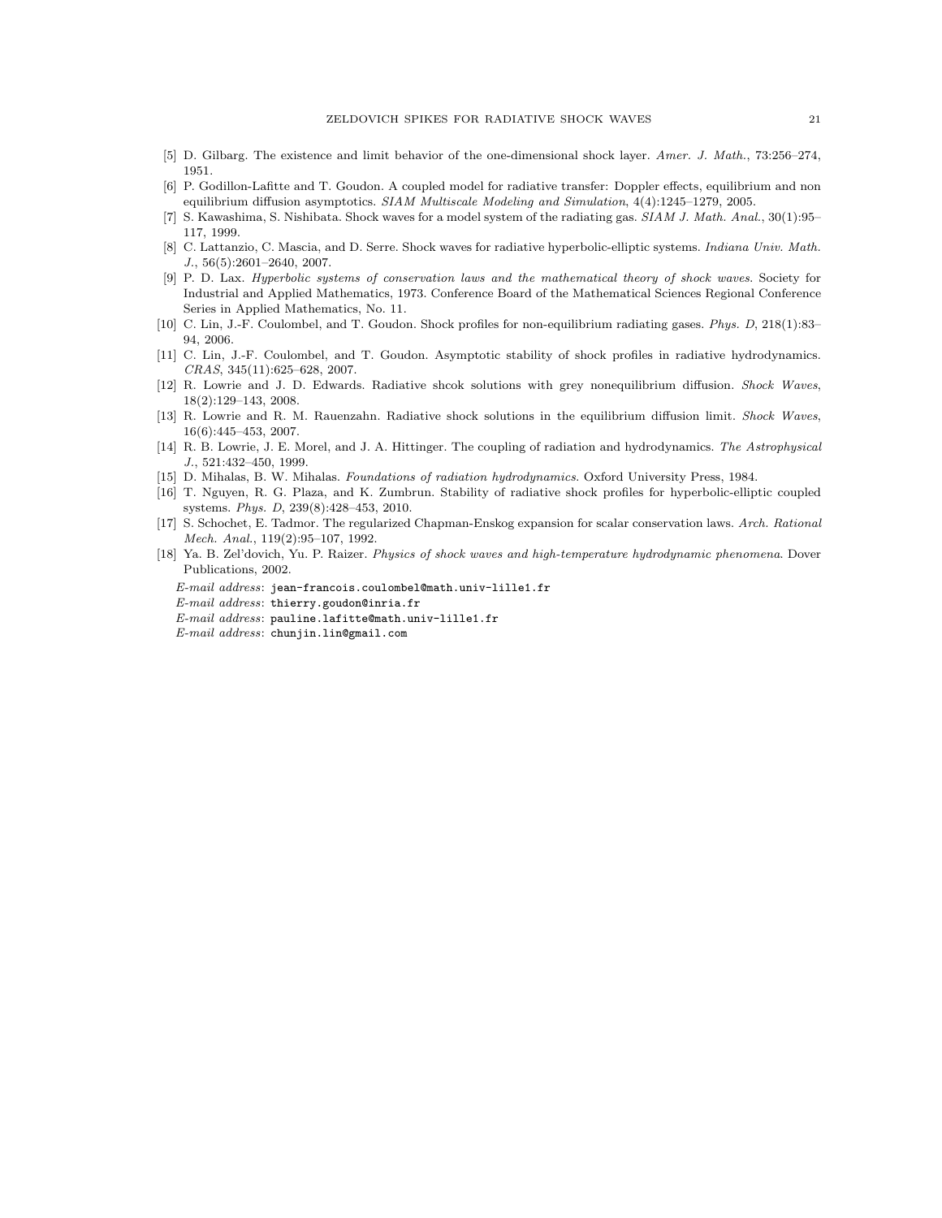[5] D. Gilbarg. The existence and limit behavior of the one-dimensional shock layer. *Amer. J. Math.*, 73:256–274, 1951.

[6] P. Godillon-Lafitte and T. Goudon. A coupled model for radiative transfer: Doppler effects, equilibrium and non equilibrium diffusion asymptotics. *SIAM Multiscale Modeling and Simulation*, 4(4):1245–1279, 2005.

[7] S. Kawashima, S. Nishibata. Shock waves for a model system of the radiating gas. *SIAM J. Math. Anal.*, 30(1):95–117, 1999.

[8] C. Lattanzio, C. Mascia, and D. Serre. Shock waves for radiative hyperbolic-elliptic systems. *Indiana Univ. Math. J.*, 56(5):2601–2640, 2007.

[9] P. D. Lax. *Hyperbolic systems of conservation laws and the mathematical theory of shock waves*. Society for Industrial and Applied Mathematics, 1973. Conference Board of the Mathematical Sciences Regional Conference Series in Applied Mathematics, No. 11.

[10] C. Lin, J.-F. Coulombel, and T. Goudon. Shock profiles for non-equilibrium radiating gases. *Phys. D*, 218(1):83–94, 2006.

[11] C. Lin, J.-F. Coulombel, and T. Goudon. Asymptotic stability of shock profiles in radiative hydrodynamics. *CRAS*, 345(11):625–628, 2007.

[12] R. Lowrie and J. D. Edwards. Radiative shcok solutions with grey nonequilibrium diffusion. *Shock Waves*, 18(2):129–143, 2008.

[13] R. Lowrie and R. M. Rauenzahn. Radiative shock solutions in the equilibrium diffusion limit. *Shock Waves*, 16(6):445–453, 2007.

[14] R. B. Lowrie, J. E. Morel, and J. A. Hittinger. The coupling of radiation and hydrodynamics. *The Astrophysical J.*, 521:432–450, 1999.

[15] D. Mihalas, B. W. Mihalas. *Foundations of radiation hydrodynamics*. Oxford University Press, 1984.

[16] T. Nguyen, R. G. Plaza, and K. Zumbrun. Stability of radiative shock profiles for hyperbolic-elliptic coupled systems. *Phys. D*, 239(8):428–453, 2010.

[17] S. Schochet, E. Tadmor. The regularized Chapman-Enskog expansion for scalar conservation laws. *Arch. Rational Mech. Anal.*, 119(2):95–107, 1992.

[18] Ya. B. Zel'dovich, Yu. P. Raizer. *Physics of shock waves and high-temperature hydrodynamic phenomena*. Dover Publications, 2002.

*E-mail address*: `jean-francois.coulombel@math.univ-lille1.fr`

*E-mail address*: `thierry.goudon@inria.fr`

*E-mail address*: `pauline.lafitte@math.univ-lille1.fr`

*E-mail address*: `chunjin.lin@gmail.com`